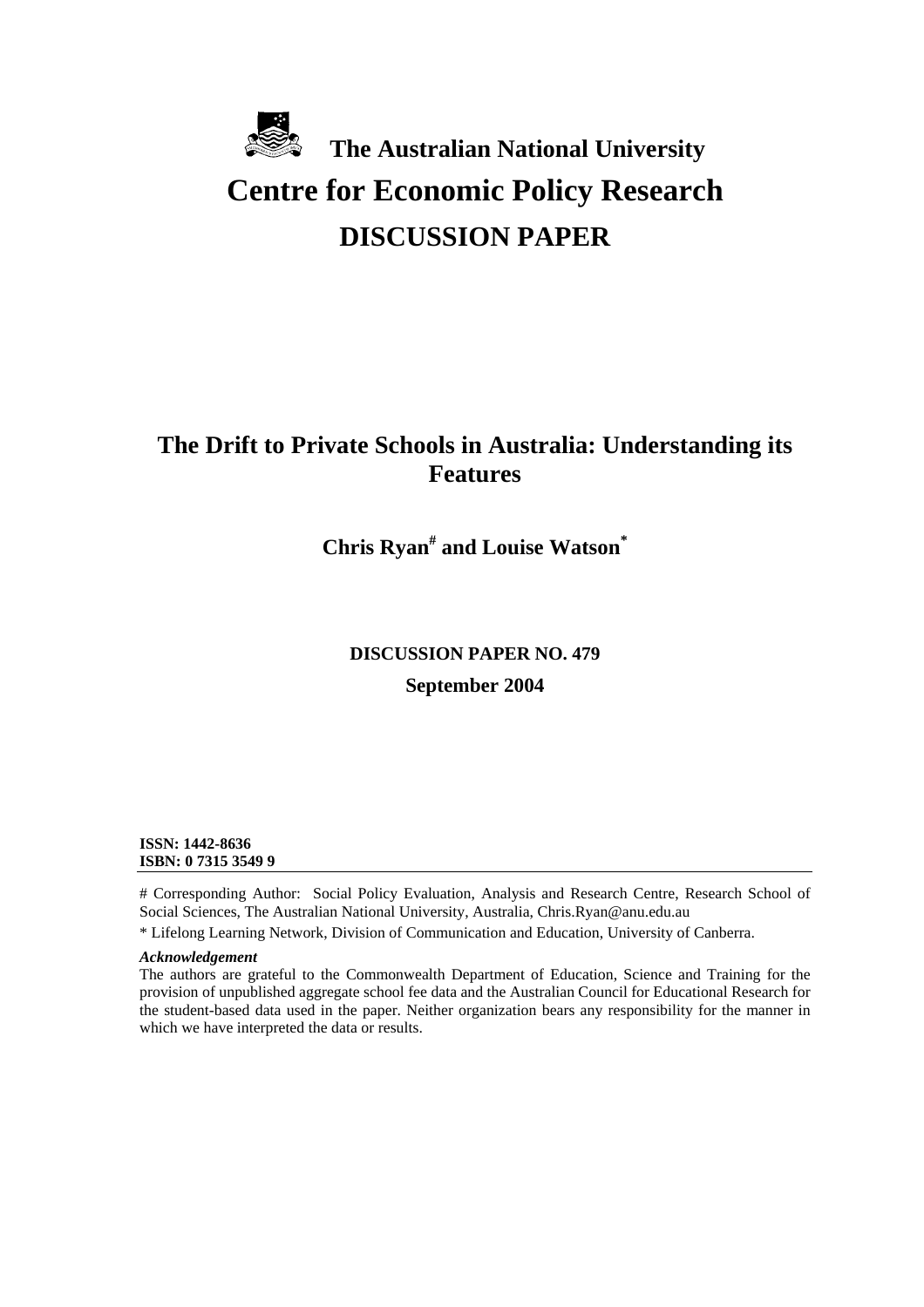**The Australian National University**

# Centre for Economic Policy Research

## DISCUSSION PAPER

# The Drift to Private Schools in Australia: Understanding its Features

**Chris Ryan[#] and Louise Watson[*]**

**DISCUSSION PAPER NO. 479**

**September 2004**

**ISSN: 1442-8636**
**ISBN: 0 7315 3549 9**

# Corresponding Author: Social Policy Evaluation, Analysis and Research Centre, Research School of Social Sciences, The Australian National University, Australia, Chris.Ryan@anu.edu.au

* Lifelong Learning Network, Division of Communication and Education, University of Canberra.

***Acknowledgement***

The authors are grateful to the Commonwealth Department of Education, Science and Training for the provision of unpublished aggregate school fee data and the Australian Council for Educational Research for the student-based data used in the paper. Neither organization bears any responsibility for the manner in which we have interpreted the data or results.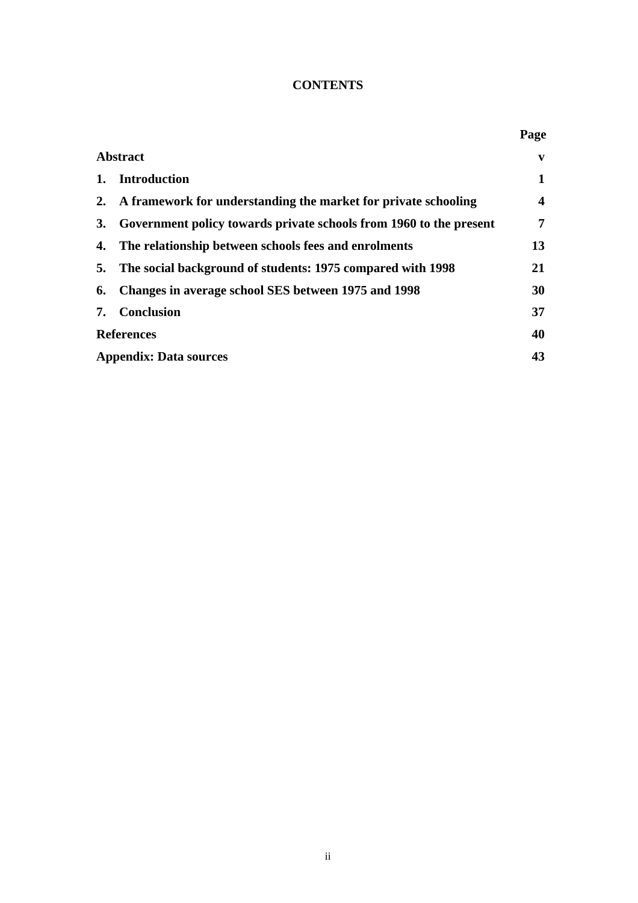# CONTENTS

| | Page |
|---|---|
| **Abstract** | **v** |
| **1. Introduction** | **1** |
| **2. A framework for understanding the market for private schooling** | **4** |
| **3. Government policy towards private schools from 1960 to the present** | **7** |
| **4. The relationship between schools fees and enrolments** | **13** |
| **5. The social background of students: 1975 compared with 1998** | **21** |
| **6. Changes in average school SES between 1975 and 1998** | **30** |
| **7. Conclusion** | **37** |
| **References** | **40** |
| **Appendix: Data sources** | **43** |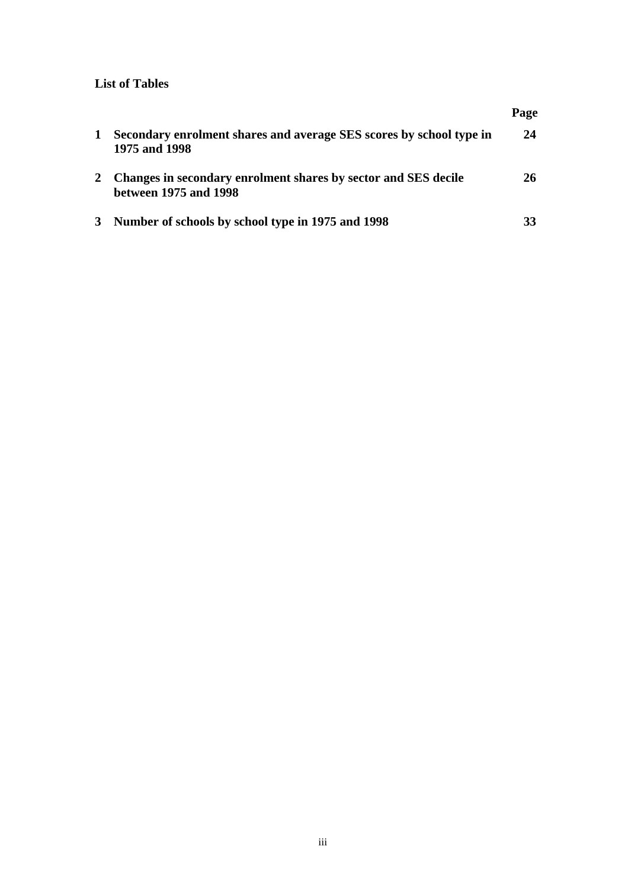**List of Tables**

| | | Page |
|---|---|---|
| 1 | **Secondary enrolment shares and average SES scores by school type in 1975 and 1998** | **24** |
| 2 | **Changes in secondary enrolment shares by sector and SES decile between 1975 and 1998** | **26** |
| 3 | **Number of schools by school type in 1975 and 1998** | **33** |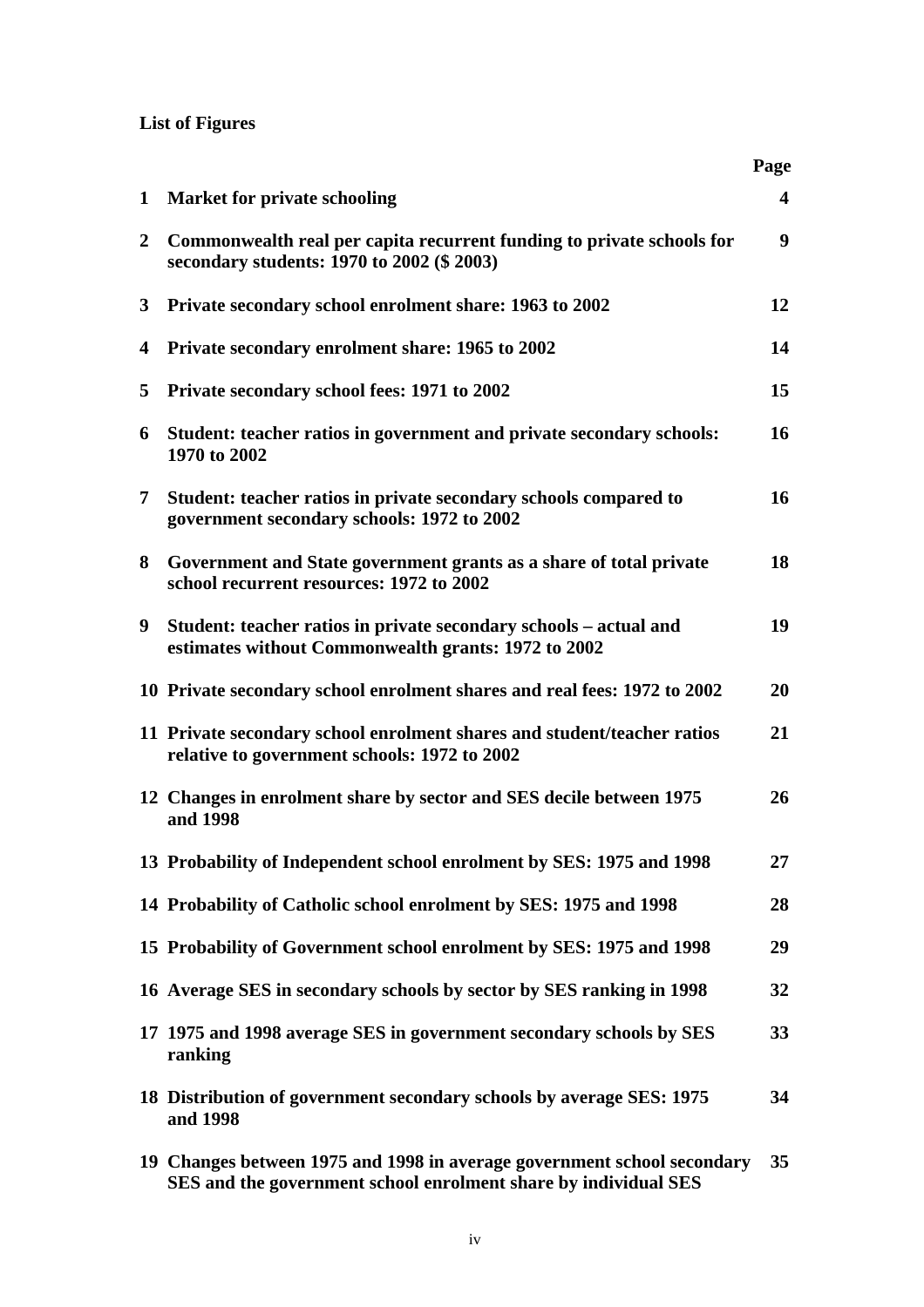**List of Figures**

| | | Page |
|---|---|---|
| 1 | Market for private schooling | 4 |
| 2 | Commonwealth real per capita recurrent funding to private schools for secondary students: 1970 to 2002 ($ 2003) | 9 |
| 3 | Private secondary school enrolment share: 1963 to 2002 | 12 |
| 4 | Private secondary enrolment share: 1965 to 2002 | 14 |
| 5 | Private secondary school fees: 1971 to 2002 | 15 |
| 6 | Student: teacher ratios in government and private secondary schools: 1970 to 2002 | 16 |
| 7 | Student: teacher ratios in private secondary schools compared to government secondary schools: 1972 to 2002 | 16 |
| 8 | Government and State government grants as a share of total private school recurrent resources: 1972 to 2002 | 18 |
| 9 | Student: teacher ratios in private secondary schools – actual and estimates without Commonwealth grants: 1972 to 2002 | 19 |
| 10 | Private secondary school enrolment shares and real fees: 1972 to 2002 | 20 |
| 11 | Private secondary school enrolment shares and student/teacher ratios relative to government schools: 1972 to 2002 | 21 |
| 12 | Changes in enrolment share by sector and SES decile between 1975 and 1998 | 26 |
| 13 | Probability of Independent school enrolment by SES: 1975 and 1998 | 27 |
| 14 | Probability of Catholic school enrolment by SES: 1975 and 1998 | 28 |
| 15 | Probability of Government school enrolment by SES: 1975 and 1998 | 29 |
| 16 | Average SES in secondary schools by sector by SES ranking in 1998 | 32 |
| 17 | 1975 and 1998 average SES in government secondary schools by SES ranking | 33 |
| 18 | Distribution of government secondary schools by average SES: 1975 and 1998 | 34 |
| 19 | Changes between 1975 and 1998 in average government school secondary SES and the government school enrolment share by individual SES | 35 |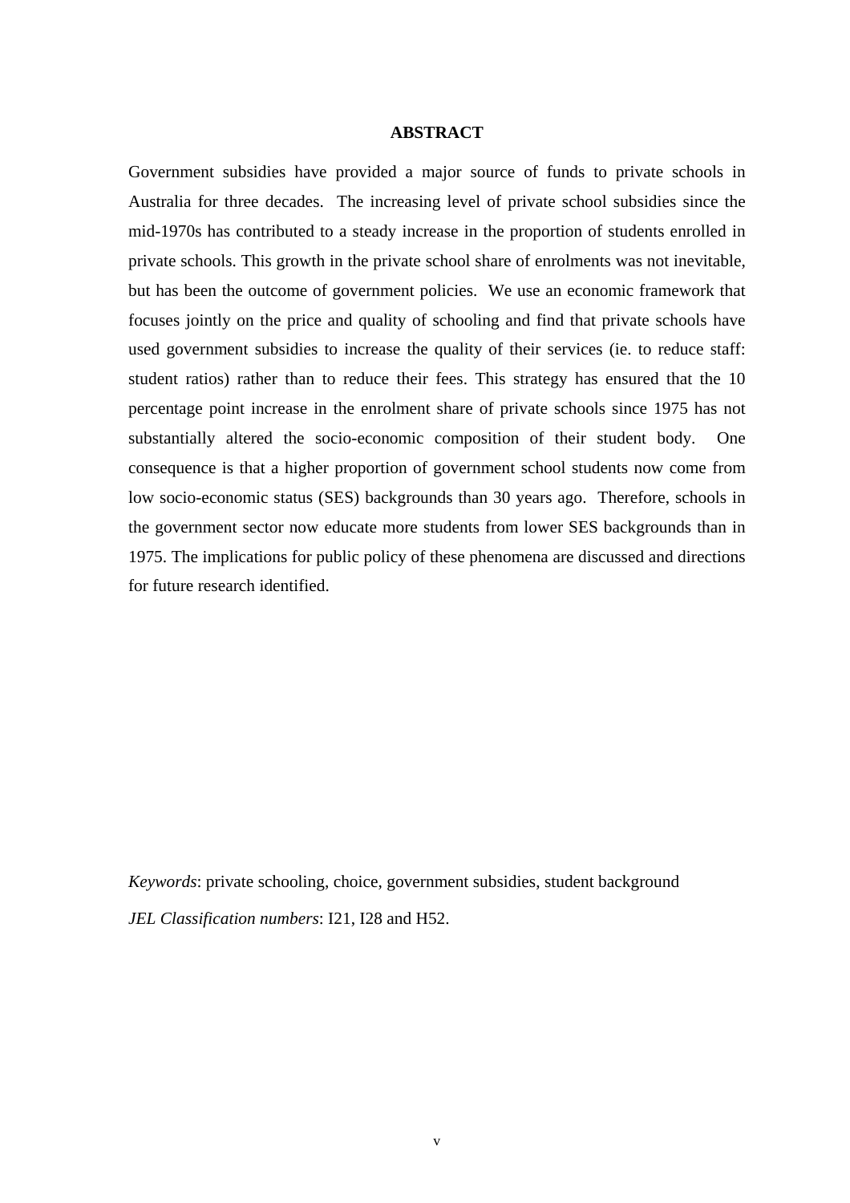## ABSTRACT

Government subsidies have provided a major source of funds to private schools in Australia for three decades. The increasing level of private school subsidies since the mid-1970s has contributed to a steady increase in the proportion of students enrolled in private schools. This growth in the private school share of enrolments was not inevitable, but has been the outcome of government policies. We use an economic framework that focuses jointly on the price and quality of schooling and find that private schools have used government subsidies to increase the quality of their services (ie. to reduce staff: student ratios) rather than to reduce their fees. This strategy has ensured that the 10 percentage point increase in the enrolment share of private schools since 1975 has not substantially altered the socio-economic composition of their student body. One consequence is that a higher proportion of government school students now come from low socio-economic status (SES) backgrounds than 30 years ago. Therefore, schools in the government sector now educate more students from lower SES backgrounds than in 1975. The implications for public policy of these phenomena are discussed and directions for future research identified.

*Keywords*: private schooling, choice, government subsidies, student background

*JEL Classification numbers*: I21, I28 and H52.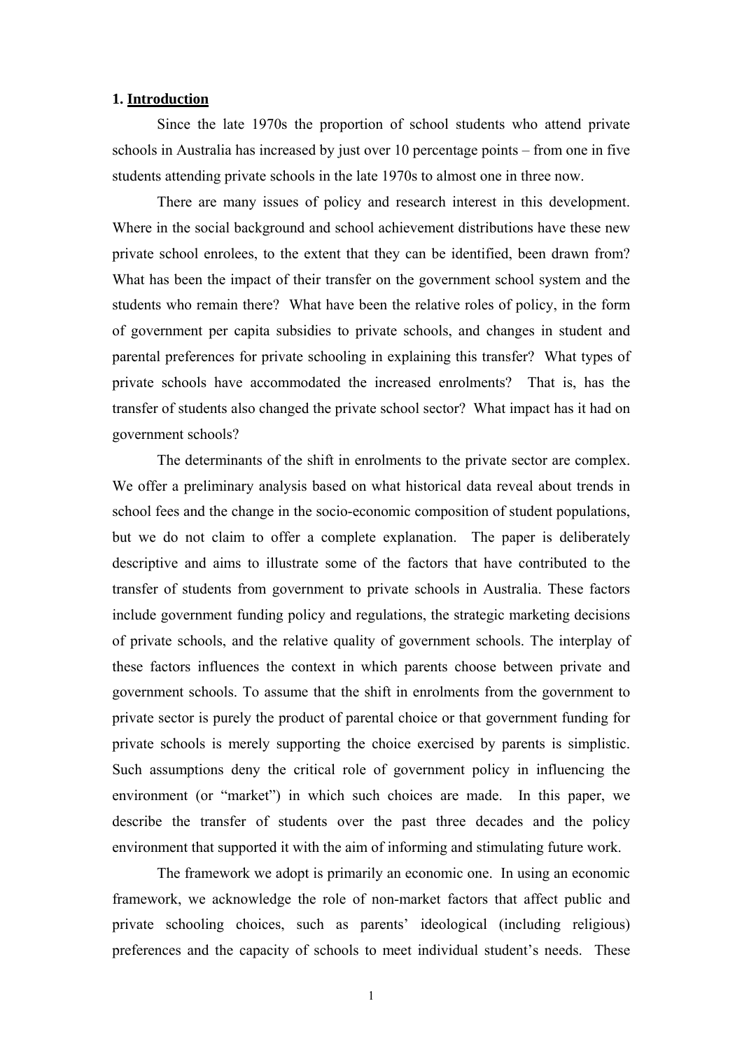## 1. Introduction

Since the late 1970s the proportion of school students who attend private schools in Australia has increased by just over 10 percentage points – from one in five students attending private schools in the late 1970s to almost one in three now.

There are many issues of policy and research interest in this development. Where in the social background and school achievement distributions have these new private school enrolees, to the extent that they can be identified, been drawn from? What has been the impact of their transfer on the government school system and the students who remain there? What have been the relative roles of policy, in the form of government per capita subsidies to private schools, and changes in student and parental preferences for private schooling in explaining this transfer? What types of private schools have accommodated the increased enrolments? That is, has the transfer of students also changed the private school sector? What impact has it had on government schools?

The determinants of the shift in enrolments to the private sector are complex. We offer a preliminary analysis based on what historical data reveal about trends in school fees and the change in the socio-economic composition of student populations, but we do not claim to offer a complete explanation. The paper is deliberately descriptive and aims to illustrate some of the factors that have contributed to the transfer of students from government to private schools in Australia. These factors include government funding policy and regulations, the strategic marketing decisions of private schools, and the relative quality of government schools. The interplay of these factors influences the context in which parents choose between private and government schools. To assume that the shift in enrolments from the government to private sector is purely the product of parental choice or that government funding for private schools is merely supporting the choice exercised by parents is simplistic. Such assumptions deny the critical role of government policy in influencing the environment (or "market") in which such choices are made. In this paper, we describe the transfer of students over the past three decades and the policy environment that supported it with the aim of informing and stimulating future work.

The framework we adopt is primarily an economic one. In using an economic framework, we acknowledge the role of non-market factors that affect public and private schooling choices, such as parents' ideological (including religious) preferences and the capacity of schools to meet individual student's needs. These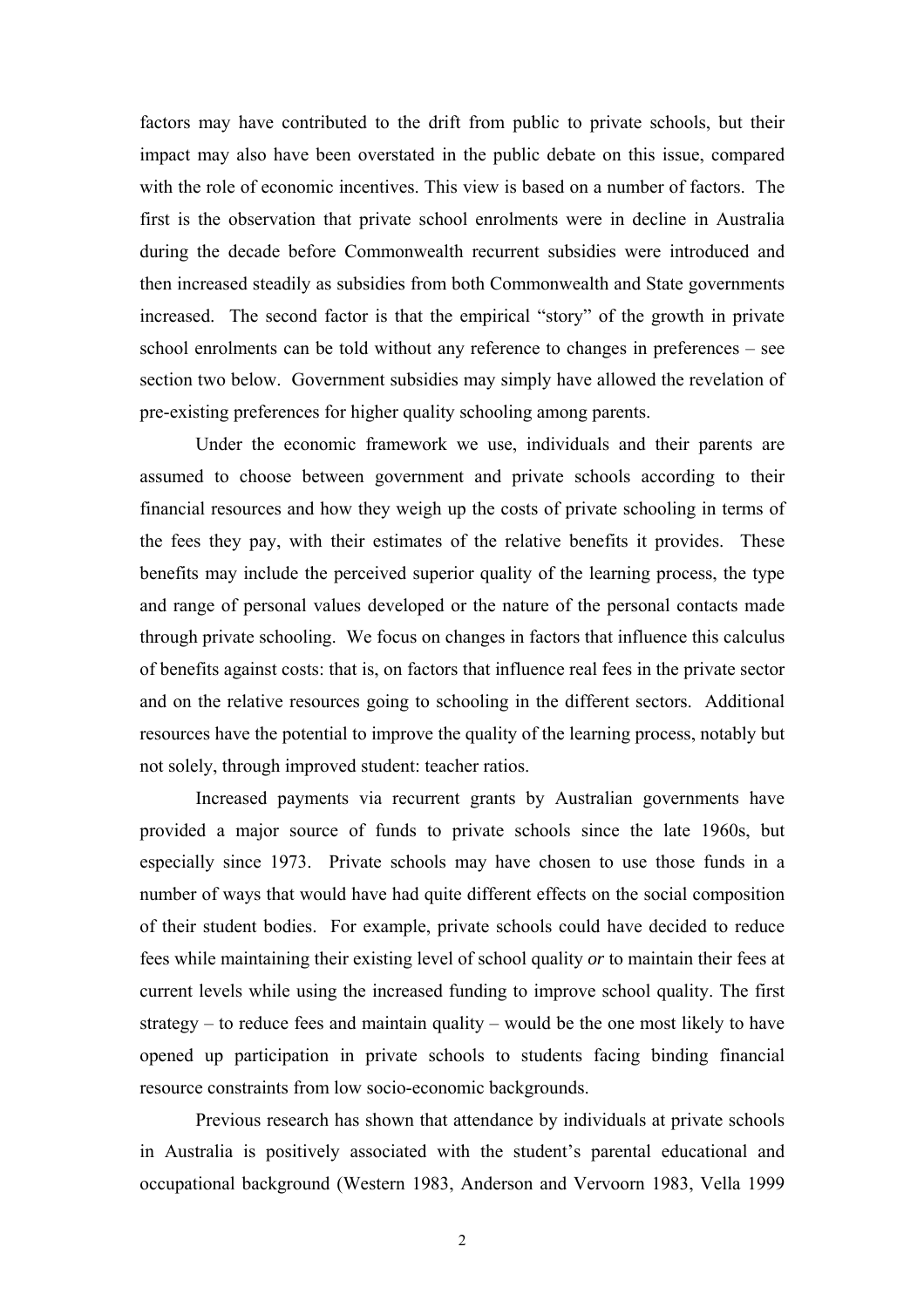factors may have contributed to the drift from public to private schools, but their impact may also have been overstated in the public debate on this issue, compared with the role of economic incentives. This view is based on a number of factors. The first is the observation that private school enrolments were in decline in Australia during the decade before Commonwealth recurrent subsidies were introduced and then increased steadily as subsidies from both Commonwealth and State governments increased. The second factor is that the empirical "story" of the growth in private school enrolments can be told without any reference to changes in preferences – see section two below. Government subsidies may simply have allowed the revelation of pre-existing preferences for higher quality schooling among parents.

Under the economic framework we use, individuals and their parents are assumed to choose between government and private schools according to their financial resources and how they weigh up the costs of private schooling in terms of the fees they pay, with their estimates of the relative benefits it provides. These benefits may include the perceived superior quality of the learning process, the type and range of personal values developed or the nature of the personal contacts made through private schooling. We focus on changes in factors that influence this calculus of benefits against costs: that is, on factors that influence real fees in the private sector and on the relative resources going to schooling in the different sectors. Additional resources have the potential to improve the quality of the learning process, notably but not solely, through improved student: teacher ratios.

Increased payments via recurrent grants by Australian governments have provided a major source of funds to private schools since the late 1960s, but especially since 1973. Private schools may have chosen to use those funds in a number of ways that would have had quite different effects on the social composition of their student bodies. For example, private schools could have decided to reduce fees while maintaining their existing level of school quality *or* to maintain their fees at current levels while using the increased funding to improve school quality. The first strategy – to reduce fees and maintain quality – would be the one most likely to have opened up participation in private schools to students facing binding financial resource constraints from low socio-economic backgrounds.

Previous research has shown that attendance by individuals at private schools in Australia is positively associated with the student's parental educational and occupational background (Western 1983, Anderson and Vervoorn 1983, Vella 1999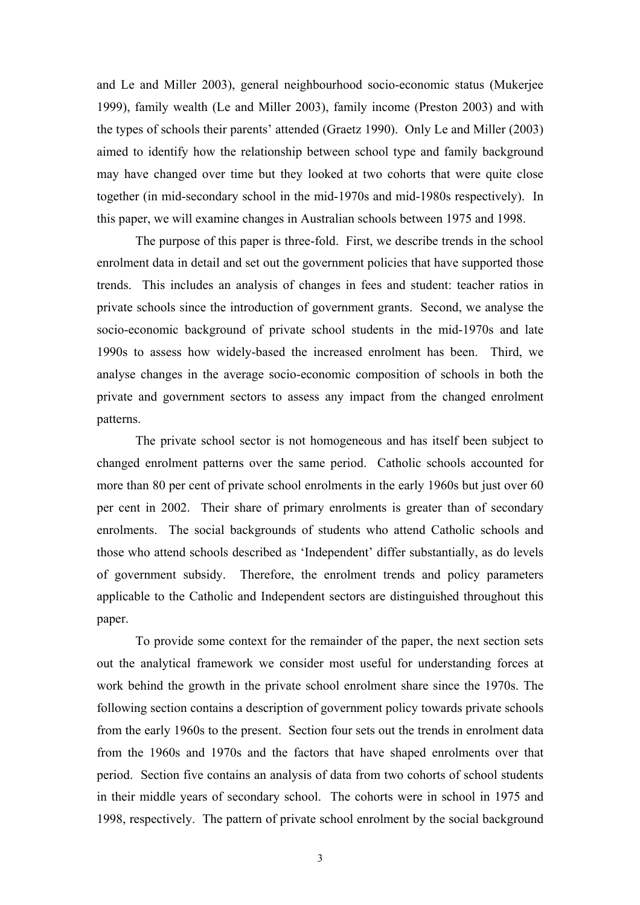and Le and Miller 2003), general neighbourhood socio-economic status (Mukerjee 1999), family wealth (Le and Miller 2003), family income (Preston 2003) and with the types of schools their parents' attended (Graetz 1990). Only Le and Miller (2003) aimed to identify how the relationship between school type and family background may have changed over time but they looked at two cohorts that were quite close together (in mid-secondary school in the mid-1970s and mid-1980s respectively). In this paper, we will examine changes in Australian schools between 1975 and 1998.

The purpose of this paper is three-fold. First, we describe trends in the school enrolment data in detail and set out the government policies that have supported those trends. This includes an analysis of changes in fees and student: teacher ratios in private schools since the introduction of government grants. Second, we analyse the socio-economic background of private school students in the mid-1970s and late 1990s to assess how widely-based the increased enrolment has been. Third, we analyse changes in the average socio-economic composition of schools in both the private and government sectors to assess any impact from the changed enrolment patterns.

The private school sector is not homogeneous and has itself been subject to changed enrolment patterns over the same period. Catholic schools accounted for more than 80 per cent of private school enrolments in the early 1960s but just over 60 per cent in 2002. Their share of primary enrolments is greater than of secondary enrolments. The social backgrounds of students who attend Catholic schools and those who attend schools described as 'Independent' differ substantially, as do levels of government subsidy. Therefore, the enrolment trends and policy parameters applicable to the Catholic and Independent sectors are distinguished throughout this paper.

To provide some context for the remainder of the paper, the next section sets out the analytical framework we consider most useful for understanding forces at work behind the growth in the private school enrolment share since the 1970s. The following section contains a description of government policy towards private schools from the early 1960s to the present. Section four sets out the trends in enrolment data from the 1960s and 1970s and the factors that have shaped enrolments over that period. Section five contains an analysis of data from two cohorts of school students in their middle years of secondary school. The cohorts were in school in 1975 and 1998, respectively. The pattern of private school enrolment by the social background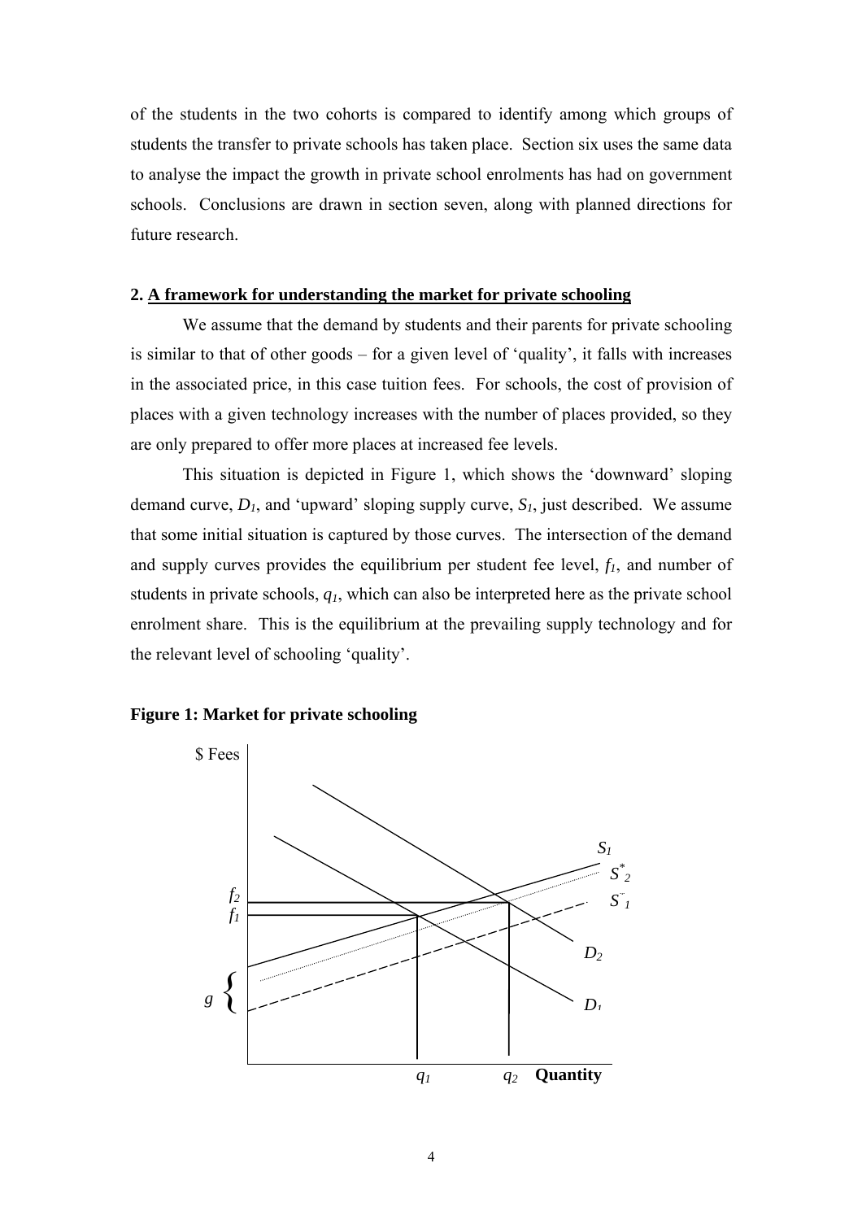of the students in the two cohorts is compared to identify among which groups of students the transfer to private schools has taken place. Section six uses the same data to analyse the impact the growth in private school enrolments has had on government schools. Conclusions are drawn in section seven, along with planned directions for future research.

## 2. A framework for understanding the market for private schooling

We assume that the demand by students and their parents for private schooling is similar to that of other goods – for a given level of 'quality', it falls with increases in the associated price, in this case tuition fees. For schools, the cost of provision of places with a given technology increases with the number of places provided, so they are only prepared to offer more places at increased fee levels.

This situation is depicted in Figure 1, which shows the 'downward' sloping demand curve, $D_1$, and 'upward' sloping supply curve, $S_1$, just described. We assume that some initial situation is captured by those curves. The intersection of the demand and supply curves provides the equilibrium per student fee level, $f_1$, and number of students in private schools, $q_1$, which can also be interpreted here as the private school enrolment share. This is the equilibrium at the prevailing supply technology and for the relevant level of schooling 'quality'.

**Figure 1: Market for private schooling**

$ Fees

$S_1$

$S^*_2$

$S^{\cdot\cdot}_1$

$f_2$

$f_1$

$D_2$

$g$

$D_1$

$q_1$ $q_2$ **Quantity**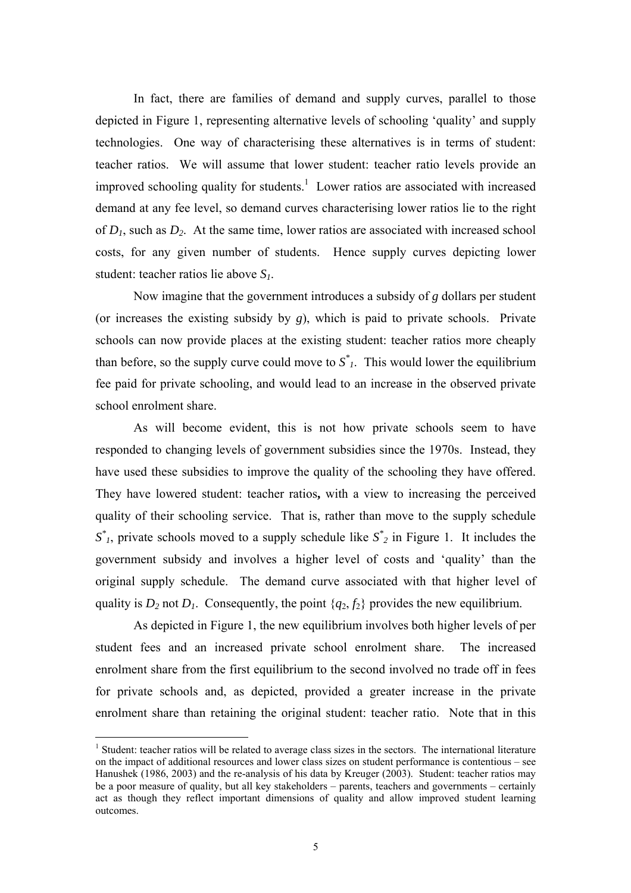In fact, there are families of demand and supply curves, parallel to those depicted in Figure 1, representing alternative levels of schooling 'quality' and supply technologies. One way of characterising these alternatives is in terms of student: teacher ratios. We will assume that lower student: teacher ratio levels provide an improved schooling quality for students.[1] Lower ratios are associated with increased demand at any fee level, so demand curves characterising lower ratios lie to the right of $D_1$, such as $D_2$. At the same time, lower ratios are associated with increased school costs, for any given number of students. Hence supply curves depicting lower student: teacher ratios lie above $S_1$.

Now imagine that the government introduces a subsidy of *g* dollars per student (or increases the existing subsidy by *g*), which is paid to private schools. Private schools can now provide places at the existing student: teacher ratios more cheaply than before, so the supply curve could move to $S^*_1$. This would lower the equilibrium fee paid for private schooling, and would lead to an increase in the observed private school enrolment share.

As will become evident, this is not how private schools seem to have responded to changing levels of government subsidies since the 1970s. Instead, they have used these subsidies to improve the quality of the schooling they have offered. They have lowered student: teacher ratios**,** with a view to increasing the perceived quality of their schooling service. That is, rather than move to the supply schedule $S^*_1$, private schools moved to a supply schedule like $S^*_2$ in Figure 1. It includes the government subsidy and involves a higher level of costs and 'quality' than the original supply schedule. The demand curve associated with that higher level of quality is $D_2$ not $D_1$. Consequently, the point $\{q_2, f_2\}$ provides the new equilibrium.

As depicted in Figure 1, the new equilibrium involves both higher levels of per student fees and an increased private school enrolment share. The increased enrolment share from the first equilibrium to the second involved no trade off in fees for private schools and, as depicted, provided a greater increase in the private enrolment share than retaining the original student: teacher ratio. Note that in this

[1] Student: teacher ratios will be related to average class sizes in the sectors. The international literature on the impact of additional resources and lower class sizes on student performance is contentious – see Hanushek (1986, 2003) and the re-analysis of his data by Kreuger (2003). Student: teacher ratios may be a poor measure of quality, but all key stakeholders – parents, teachers and governments – certainly act as though they reflect important dimensions of quality and allow improved student learning outcomes.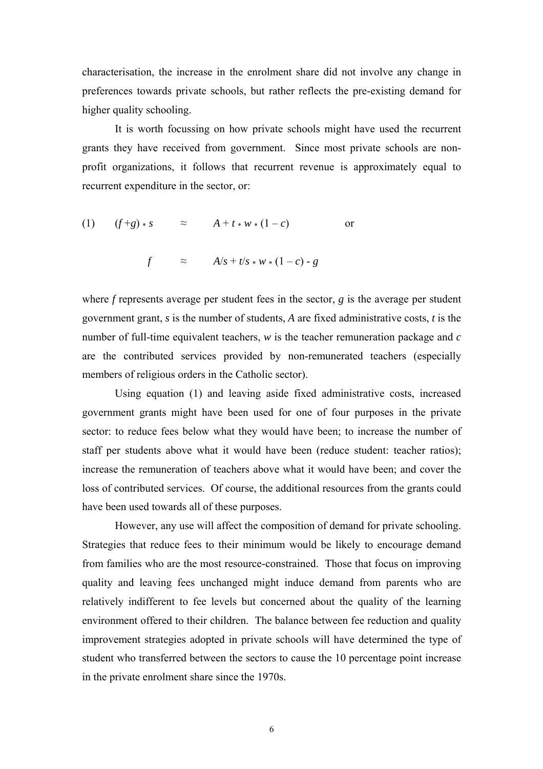characterisation, the increase in the enrolment share did not involve any change in preferences towards private schools, but rather reflects the pre-existing demand for higher quality schooling.

It is worth focussing on how private schools might have used the recurrent grants they have received from government. Since most private schools are non-profit organizations, it follows that recurrent revenue is approximately equal to recurrent expenditure in the sector, or:

$$(1) \qquad (f + g) * s \quad \approx \quad A + t * w * (1 - c) \qquad \text{or}$$

$$f \quad \approx \quad A/s + t/s * w * (1 - c) - g$$

where $f$ represents average per student fees in the sector, $g$ is the average per student government grant, $s$ is the number of students, $A$ are fixed administrative costs, $t$ is the number of full-time equivalent teachers, $w$ is the teacher remuneration package and $c$ are the contributed services provided by non-remunerated teachers (especially members of religious orders in the Catholic sector).

Using equation (1) and leaving aside fixed administrative costs, increased government grants might have been used for one of four purposes in the private sector: to reduce fees below what they would have been; to increase the number of staff per students above what it would have been (reduce student: teacher ratios); increase the remuneration of teachers above what it would have been; and cover the loss of contributed services. Of course, the additional resources from the grants could have been used towards all of these purposes.

However, any use will affect the composition of demand for private schooling. Strategies that reduce fees to their minimum would be likely to encourage demand from families who are the most resource-constrained. Those that focus on improving quality and leaving fees unchanged might induce demand from parents who are relatively indifferent to fee levels but concerned about the quality of the learning environment offered to their children. The balance between fee reduction and quality improvement strategies adopted in private schools will have determined the type of student who transferred between the sectors to cause the 10 percentage point increase in the private enrolment share since the 1970s.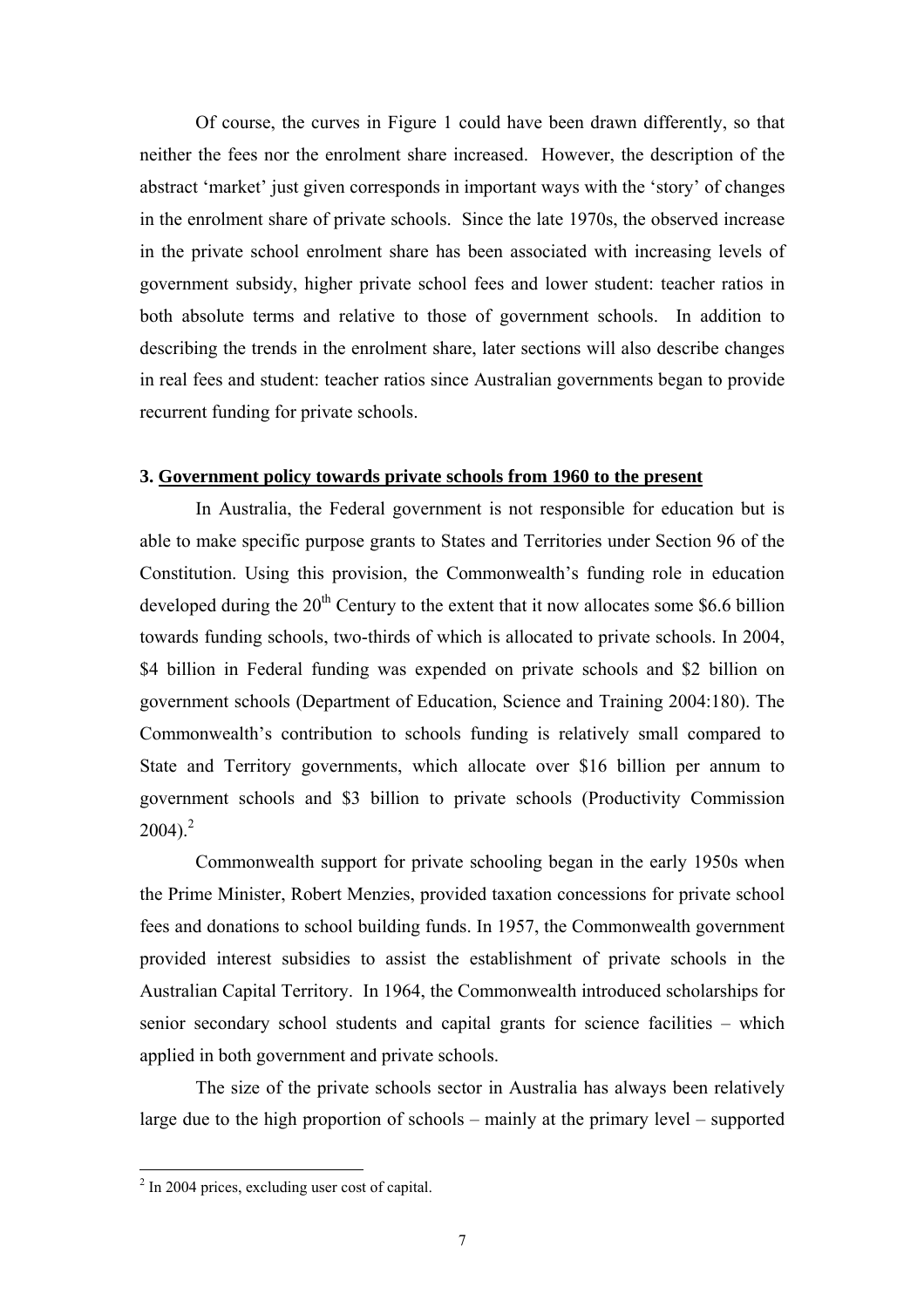Of course, the curves in Figure 1 could have been drawn differently, so that neither the fees nor the enrolment share increased. However, the description of the abstract 'market' just given corresponds in important ways with the 'story' of changes in the enrolment share of private schools. Since the late 1970s, the observed increase in the private school enrolment share has been associated with increasing levels of government subsidy, higher private school fees and lower student: teacher ratios in both absolute terms and relative to those of government schools. In addition to describing the trends in the enrolment share, later sections will also describe changes in real fees and student: teacher ratios since Australian governments began to provide recurrent funding for private schools.

## 3. Government policy towards private schools from 1960 to the present

In Australia, the Federal government is not responsible for education but is able to make specific purpose grants to States and Territories under Section 96 of the Constitution. Using this provision, the Commonwealth's funding role in education developed during the 20th Century to the extent that it now allocates some \$6.6 billion towards funding schools, two-thirds of which is allocated to private schools. In 2004, \$4 billion in Federal funding was expended on private schools and \$2 billion on government schools (Department of Education, Science and Training 2004:180). The Commonwealth's contribution to schools funding is relatively small compared to State and Territory governments, which allocate over \$16 billion per annum to government schools and \$3 billion to private schools (Productivity Commission 2004).[2]

Commonwealth support for private schooling began in the early 1950s when the Prime Minister, Robert Menzies, provided taxation concessions for private school fees and donations to school building funds. In 1957, the Commonwealth government provided interest subsidies to assist the establishment of private schools in the Australian Capital Territory. In 1964, the Commonwealth introduced scholarships for senior secondary school students and capital grants for science facilities – which applied in both government and private schools.

The size of the private schools sector in Australia has always been relatively large due to the high proportion of schools – mainly at the primary level – supported

---

[2] In 2004 prices, excluding user cost of capital.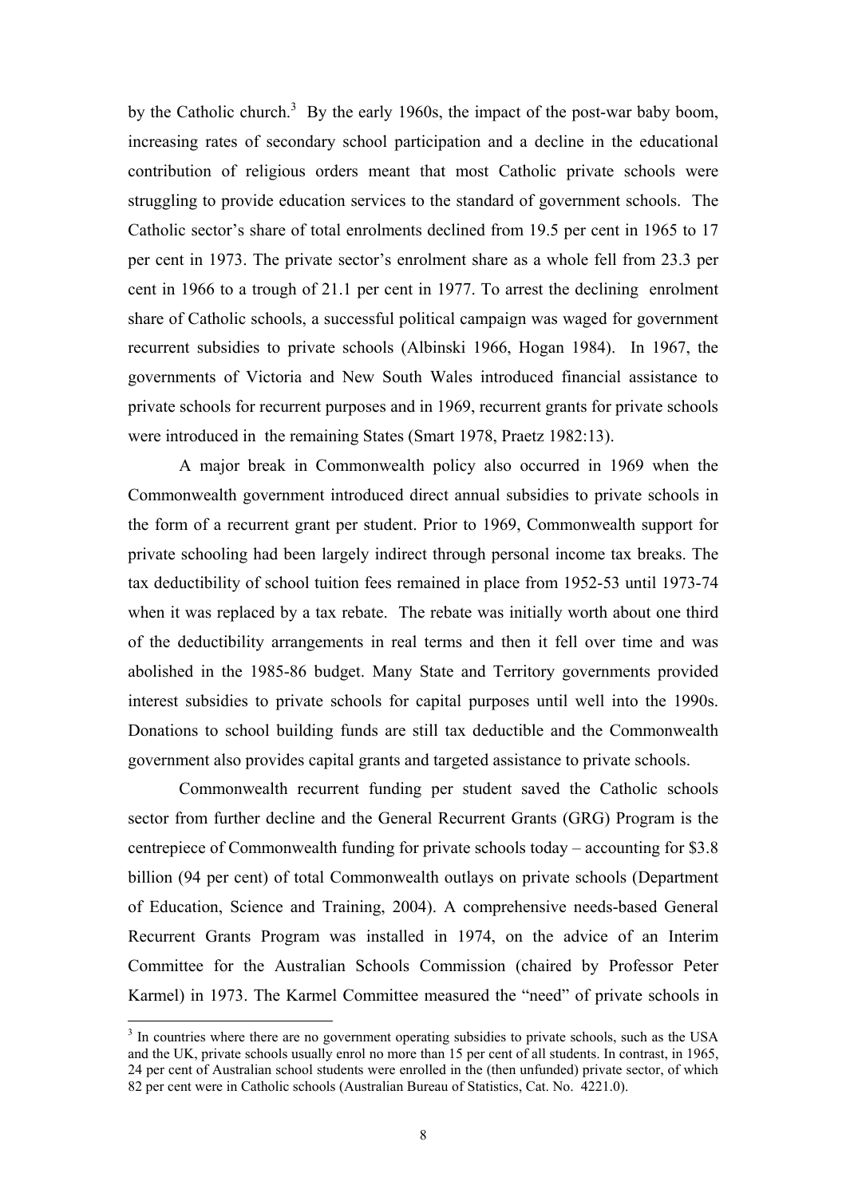by the Catholic church.[3] By the early 1960s, the impact of the post-war baby boom, increasing rates of secondary school participation and a decline in the educational contribution of religious orders meant that most Catholic private schools were struggling to provide education services to the standard of government schools. The Catholic sector's share of total enrolments declined from 19.5 per cent in 1965 to 17 per cent in 1973. The private sector's enrolment share as a whole fell from 23.3 per cent in 1966 to a trough of 21.1 per cent in 1977. To arrest the declining enrolment share of Catholic schools, a successful political campaign was waged for government recurrent subsidies to private schools (Albinski 1966, Hogan 1984). In 1967, the governments of Victoria and New South Wales introduced financial assistance to private schools for recurrent purposes and in 1969, recurrent grants for private schools were introduced in the remaining States (Smart 1978, Praetz 1982:13).

A major break in Commonwealth policy also occurred in 1969 when the Commonwealth government introduced direct annual subsidies to private schools in the form of a recurrent grant per student. Prior to 1969, Commonwealth support for private schooling had been largely indirect through personal income tax breaks. The tax deductibility of school tuition fees remained in place from 1952-53 until 1973-74 when it was replaced by a tax rebate. The rebate was initially worth about one third of the deductibility arrangements in real terms and then it fell over time and was abolished in the 1985-86 budget. Many State and Territory governments provided interest subsidies to private schools for capital purposes until well into the 1990s. Donations to school building funds are still tax deductible and the Commonwealth government also provides capital grants and targeted assistance to private schools.

Commonwealth recurrent funding per student saved the Catholic schools sector from further decline and the General Recurrent Grants (GRG) Program is the centrepiece of Commonwealth funding for private schools today – accounting for $3.8 billion (94 per cent) of total Commonwealth outlays on private schools (Department of Education, Science and Training, 2004). A comprehensive needs-based General Recurrent Grants Program was installed in 1974, on the advice of an Interim Committee for the Australian Schools Commission (chaired by Professor Peter Karmel) in 1973. The Karmel Committee measured the "need" of private schools in

[3] In countries where there are no government operating subsidies to private schools, such as the USA and the UK, private schools usually enrol no more than 15 per cent of all students. In contrast, in 1965, 24 per cent of Australian school students were enrolled in the (then unfunded) private sector, of which 82 per cent were in Catholic schools (Australian Bureau of Statistics, Cat. No. 4221.0).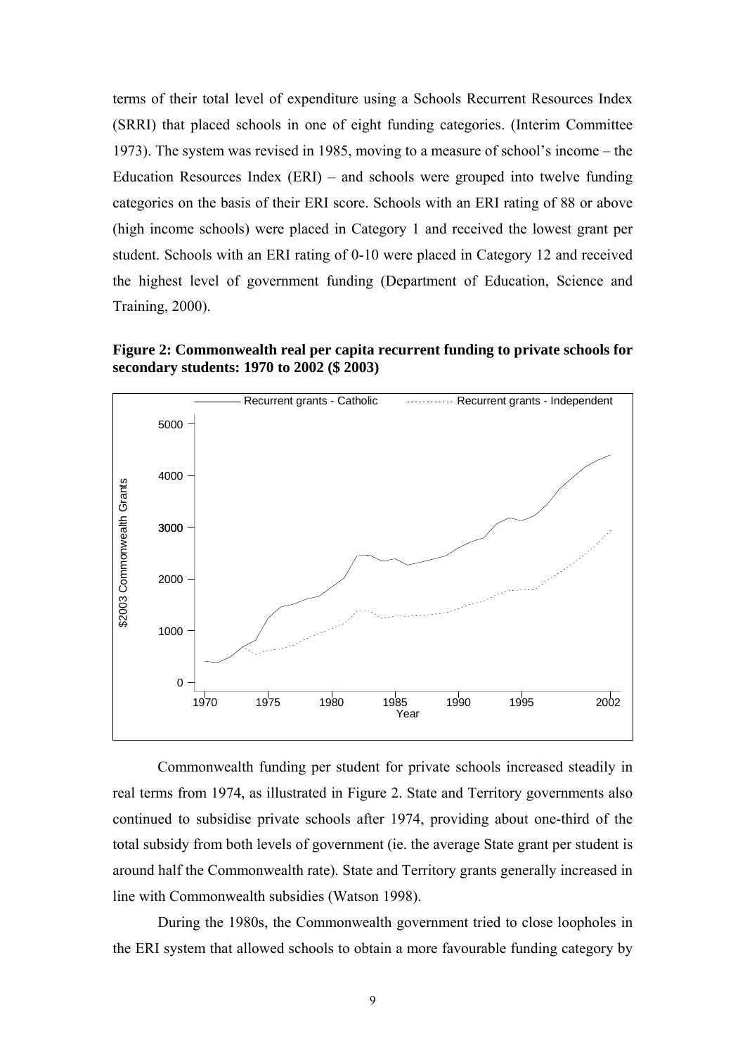terms of their total level of expenditure using a Schools Recurrent Resources Index (SRRI) that placed schools in one of eight funding categories. (Interim Committee 1973). The system was revised in 1985, moving to a measure of school's income – the Education Resources Index (ERI) – and schools were grouped into twelve funding categories on the basis of their ERI score. Schools with an ERI rating of 88 or above (high income schools) were placed in Category 1 and received the lowest grant per student. Schools with an ERI rating of 0-10 were placed in Category 12 and received the highest level of government funding (Department of Education, Science and Training, 2000).

**Figure 2: Commonwealth real per capita recurrent funding to private schools for secondary students: 1970 to 2002 ($ 2003)**

Commonwealth funding per student for private schools increased steadily in real terms from 1974, as illustrated in Figure 2. State and Territory governments also continued to subsidise private schools after 1974, providing about one-third of the total subsidy from both levels of government (ie. the average State grant per student is around half the Commonwealth rate). State and Territory grants generally increased in line with Commonwealth subsidies (Watson 1998).

During the 1980s, the Commonwealth government tried to close loopholes in the ERI system that allowed schools to obtain a more favourable funding category by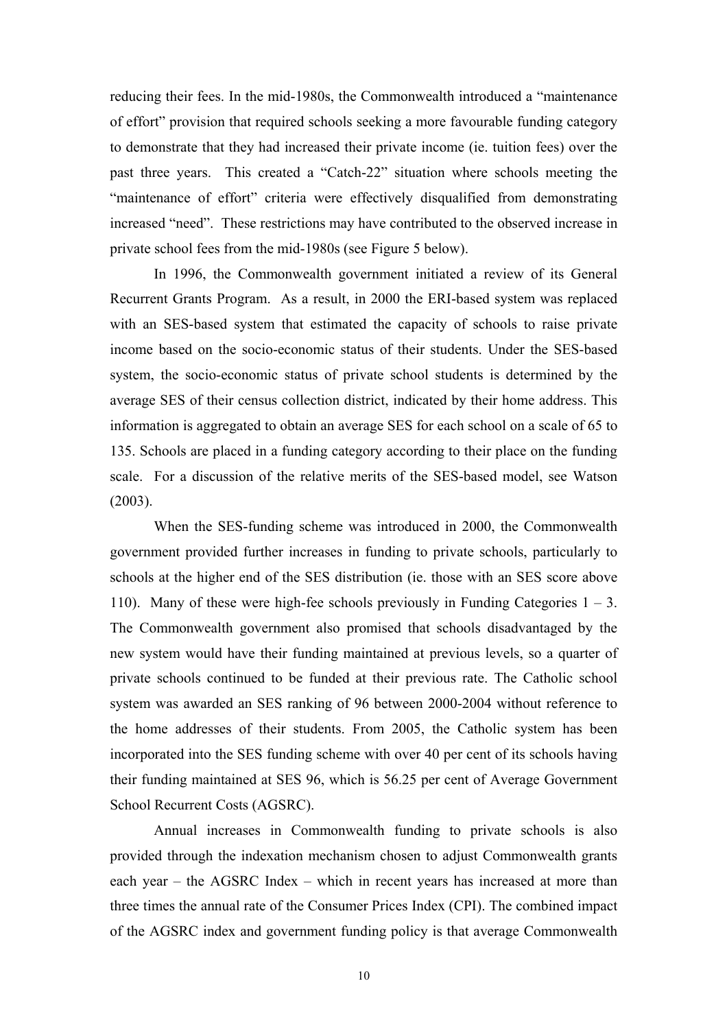reducing their fees. In the mid-1980s, the Commonwealth introduced a "maintenance of effort" provision that required schools seeking a more favourable funding category to demonstrate that they had increased their private income (ie. tuition fees) over the past three years. This created a "Catch-22" situation where schools meeting the "maintenance of effort" criteria were effectively disqualified from demonstrating increased "need". These restrictions may have contributed to the observed increase in private school fees from the mid-1980s (see Figure 5 below).

In 1996, the Commonwealth government initiated a review of its General Recurrent Grants Program. As a result, in 2000 the ERI-based system was replaced with an SES-based system that estimated the capacity of schools to raise private income based on the socio-economic status of their students. Under the SES-based system, the socio-economic status of private school students is determined by the average SES of their census collection district, indicated by their home address. This information is aggregated to obtain an average SES for each school on a scale of 65 to 135. Schools are placed in a funding category according to their place on the funding scale. For a discussion of the relative merits of the SES-based model, see Watson (2003).

When the SES-funding scheme was introduced in 2000, the Commonwealth government provided further increases in funding to private schools, particularly to schools at the higher end of the SES distribution (ie. those with an SES score above 110). Many of these were high-fee schools previously in Funding Categories 1 – 3. The Commonwealth government also promised that schools disadvantaged by the new system would have their funding maintained at previous levels, so a quarter of private schools continued to be funded at their previous rate. The Catholic school system was awarded an SES ranking of 96 between 2000-2004 without reference to the home addresses of their students. From 2005, the Catholic system has been incorporated into the SES funding scheme with over 40 per cent of its schools having their funding maintained at SES 96, which is 56.25 per cent of Average Government School Recurrent Costs (AGSRC).

Annual increases in Commonwealth funding to private schools is also provided through the indexation mechanism chosen to adjust Commonwealth grants each year – the AGSRC Index – which in recent years has increased at more than three times the annual rate of the Consumer Prices Index (CPI). The combined impact of the AGSRC index and government funding policy is that average Commonwealth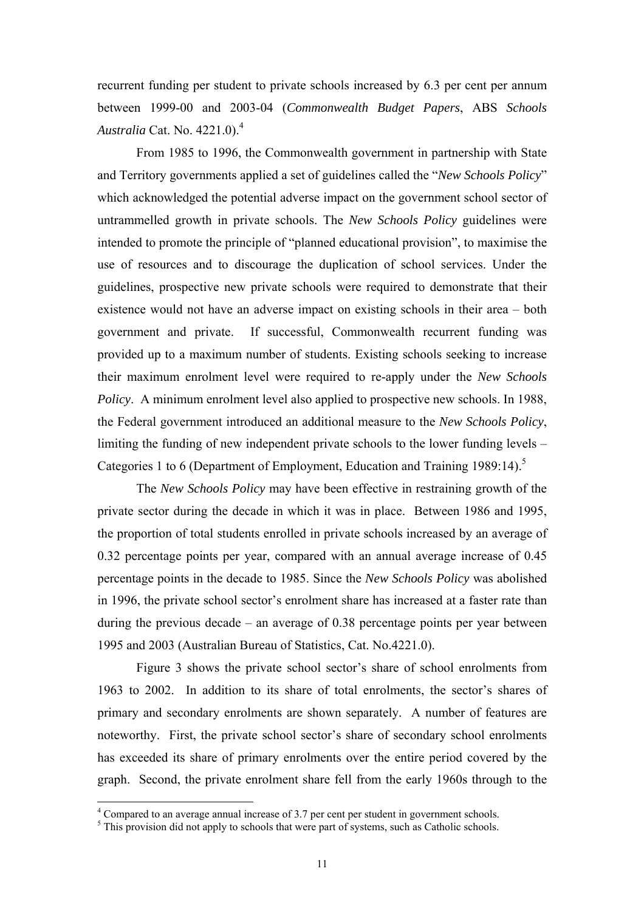recurrent funding per student to private schools increased by 6.3 per cent per annum between 1999-00 and 2003-04 (*Commonwealth Budget Papers*, ABS *Schools Australia* Cat. No. 4221.0).[4]

From 1985 to 1996, the Commonwealth government in partnership with State and Territory governments applied a set of guidelines called the "*New Schools Policy*" which acknowledged the potential adverse impact on the government school sector of untrammelled growth in private schools. The *New Schools Policy* guidelines were intended to promote the principle of "planned educational provision", to maximise the use of resources and to discourage the duplication of school services. Under the guidelines, prospective new private schools were required to demonstrate that their existence would not have an adverse impact on existing schools in their area – both government and private. If successful, Commonwealth recurrent funding was provided up to a maximum number of students. Existing schools seeking to increase their maximum enrolment level were required to re-apply under the *New Schools Policy*. A minimum enrolment level also applied to prospective new schools. In 1988, the Federal government introduced an additional measure to the *New Schools Policy*, limiting the funding of new independent private schools to the lower funding levels – Categories 1 to 6 (Department of Employment, Education and Training 1989:14).[5]

The *New Schools Policy* may have been effective in restraining growth of the private sector during the decade in which it was in place. Between 1986 and 1995, the proportion of total students enrolled in private schools increased by an average of 0.32 percentage points per year, compared with an annual average increase of 0.45 percentage points in the decade to 1985. Since the *New Schools Policy* was abolished in 1996, the private school sector's enrolment share has increased at a faster rate than during the previous decade – an average of 0.38 percentage points per year between 1995 and 2003 (Australian Bureau of Statistics, Cat. No.4221.0).

Figure 3 shows the private school sector's share of school enrolments from 1963 to 2002. In addition to its share of total enrolments, the sector's shares of primary and secondary enrolments are shown separately. A number of features are noteworthy. First, the private school sector's share of secondary school enrolments has exceeded its share of primary enrolments over the entire period covered by the graph. Second, the private enrolment share fell from the early 1960s through to the

[4] Compared to an average annual increase of 3.7 per cent per student in government schools.

[5] This provision did not apply to schools that were part of systems, such as Catholic schools.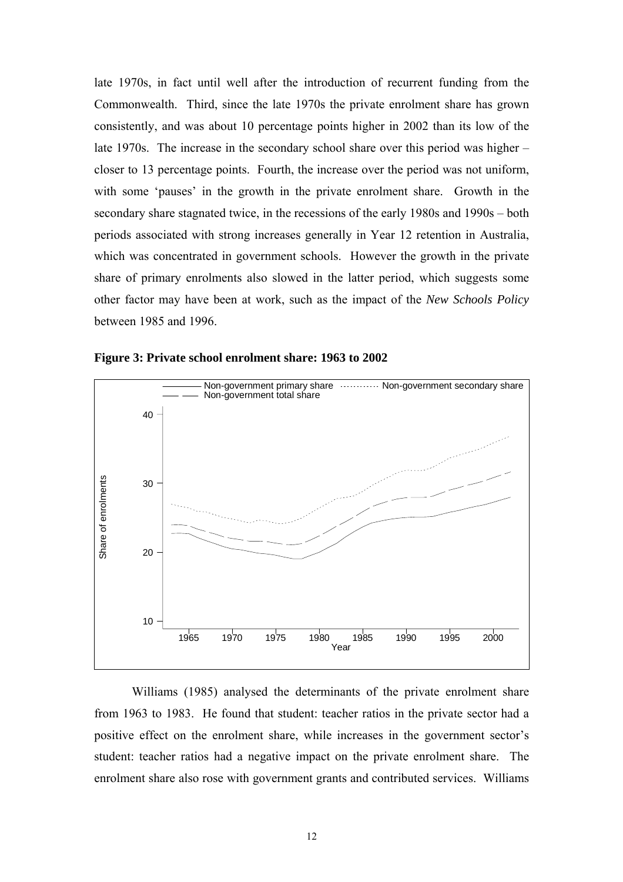late 1970s, in fact until well after the introduction of recurrent funding from the Commonwealth. Third, since the late 1970s the private enrolment share has grown consistently, and was about 10 percentage points higher in 2002 than its low of the late 1970s. The increase in the secondary school share over this period was higher – closer to 13 percentage points. Fourth, the increase over the period was not uniform, with some 'pauses' in the growth in the private enrolment share. Growth in the secondary share stagnated twice, in the recessions of the early 1980s and 1990s – both periods associated with strong increases generally in Year 12 retention in Australia, which was concentrated in government schools. However the growth in the private share of primary enrolments also slowed in the latter period, which suggests some other factor may have been at work, such as the impact of the *New Schools Policy* between 1985 and 1996.

**Figure 3: Private school enrolment share: 1963 to 2002**

Williams (1985) analysed the determinants of the private enrolment share from 1963 to 1983. He found that student: teacher ratios in the private sector had a positive effect on the enrolment share, while increases in the government sector's student: teacher ratios had a negative impact on the private enrolment share. The enrolment share also rose with government grants and contributed services. Williams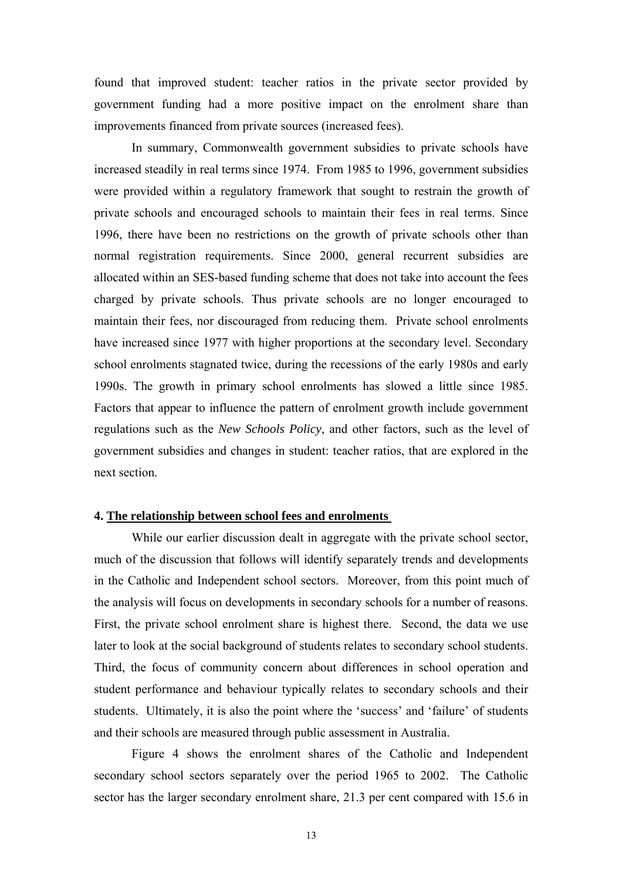found that improved student: teacher ratios in the private sector provided by government funding had a more positive impact on the enrolment share than improvements financed from private sources (increased fees).

In summary, Commonwealth government subsidies to private schools have increased steadily in real terms since 1974. From 1985 to 1996, government subsidies were provided within a regulatory framework that sought to restrain the growth of private schools and encouraged schools to maintain their fees in real terms. Since 1996, there have been no restrictions on the growth of private schools other than normal registration requirements. Since 2000, general recurrent subsidies are allocated within an SES-based funding scheme that does not take into account the fees charged by private schools. Thus private schools are no longer encouraged to maintain their fees, nor discouraged from reducing them. Private school enrolments have increased since 1977 with higher proportions at the secondary level. Secondary school enrolments stagnated twice, during the recessions of the early 1980s and early 1990s. The growth in primary school enrolments has slowed a little since 1985. Factors that appear to influence the pattern of enrolment growth include government regulations such as the *New Schools Policy*, and other factors, such as the level of government subsidies and changes in student: teacher ratios, that are explored in the next section.

## 4. The relationship between school fees and enrolments

While our earlier discussion dealt in aggregate with the private school sector, much of the discussion that follows will identify separately trends and developments in the Catholic and Independent school sectors. Moreover, from this point much of the analysis will focus on developments in secondary schools for a number of reasons. First, the private school enrolment share is highest there. Second, the data we use later to look at the social background of students relates to secondary school students. Third, the focus of community concern about differences in school operation and student performance and behaviour typically relates to secondary schools and their students. Ultimately, it is also the point where the 'success' and 'failure' of students and their schools are measured through public assessment in Australia.

Figure 4 shows the enrolment shares of the Catholic and Independent secondary school sectors separately over the period 1965 to 2002. The Catholic sector has the larger secondary enrolment share, 21.3 per cent compared with 15.6 in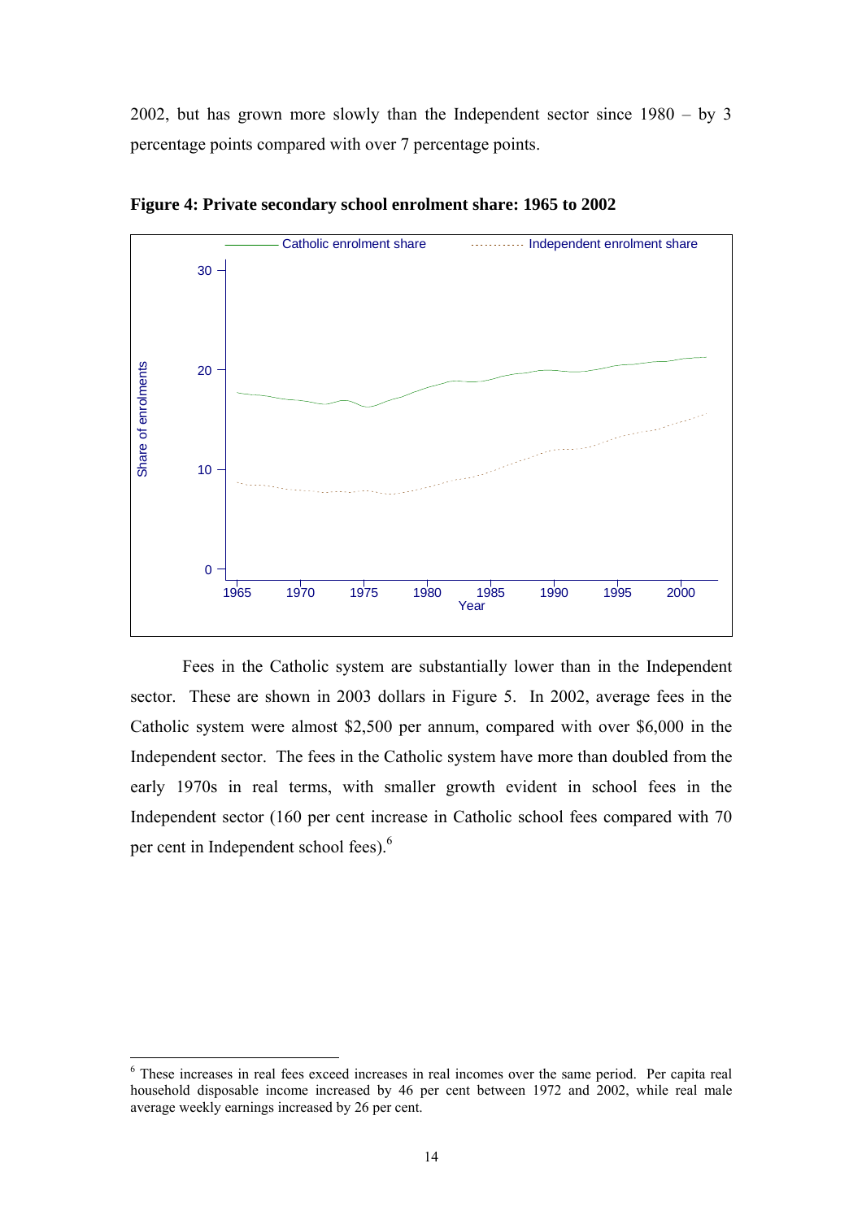2002, but has grown more slowly than the Independent sector since 1980 – by 3 percentage points compared with over 7 percentage points.

**Figure 4: Private secondary school enrolment share: 1965 to 2002**

Fees in the Catholic system are substantially lower than in the Independent sector. These are shown in 2003 dollars in Figure 5. In 2002, average fees in the Catholic system were almost $2,500 per annum, compared with over $6,000 in the Independent sector. The fees in the Catholic system have more than doubled from the early 1970s in real terms, with smaller growth evident in school fees in the Independent sector (160 per cent increase in Catholic school fees compared with 70 per cent in Independent school fees).[6]

---

[6] These increases in real fees exceed increases in real incomes over the same period. Per capita real household disposable income increased by 46 per cent between 1972 and 2002, while real male average weekly earnings increased by 26 per cent.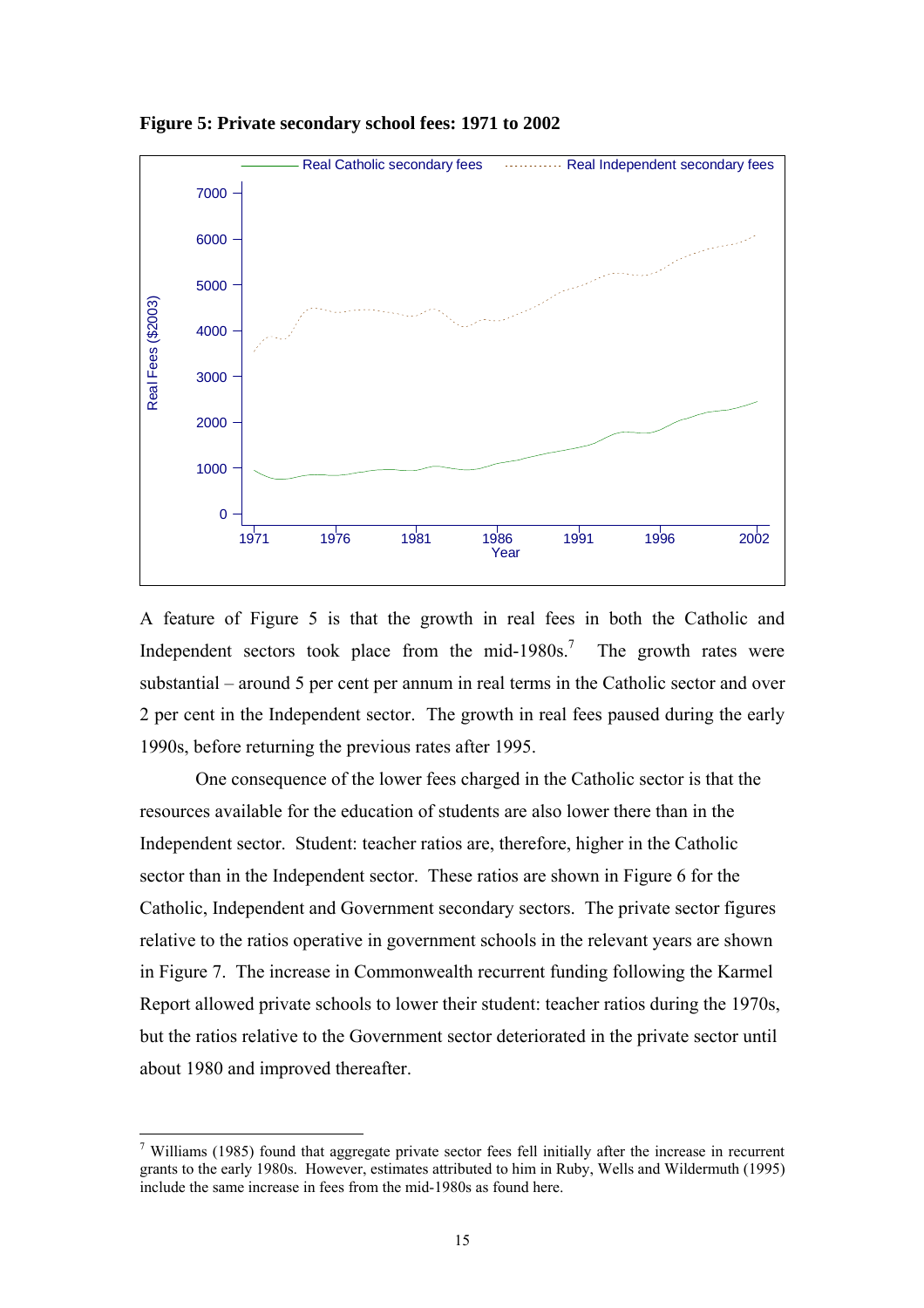**Figure 5: Private secondary school fees: 1971 to 2002**

A feature of Figure 5 is that the growth in real fees in both the Catholic and Independent sectors took place from the mid-1980s.[7] The growth rates were substantial – around 5 per cent per annum in real terms in the Catholic sector and over 2 per cent in the Independent sector. The growth in real fees paused during the early 1990s, before returning the previous rates after 1995.

One consequence of the lower fees charged in the Catholic sector is that the resources available for the education of students are also lower there than in the Independent sector. Student: teacher ratios are, therefore, higher in the Catholic sector than in the Independent sector. These ratios are shown in Figure 6 for the Catholic, Independent and Government secondary sectors. The private sector figures relative to the ratios operative in government schools in the relevant years are shown in Figure 7. The increase in Commonwealth recurrent funding following the Karmel Report allowed private schools to lower their student: teacher ratios during the 1970s, but the ratios relative to the Government sector deteriorated in the private sector until about 1980 and improved thereafter.

---

[7] Williams (1985) found that aggregate private sector fees fell initially after the increase in recurrent grants to the early 1980s. However, estimates attributed to him in Ruby, Wells and Wildermuth (1995) include the same increase in fees from the mid-1980s as found here.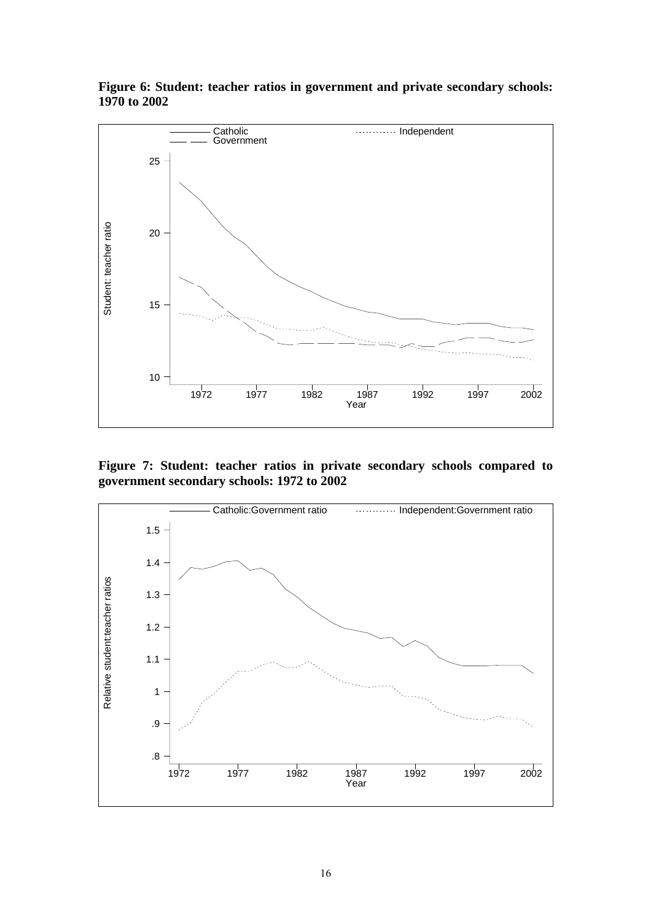**Figure 6: Student: teacher ratios in government and private secondary schools: 1970 to 2002**

**Figure 7: Student: teacher ratios in private secondary schools compared to government secondary schools: 1972 to 2002**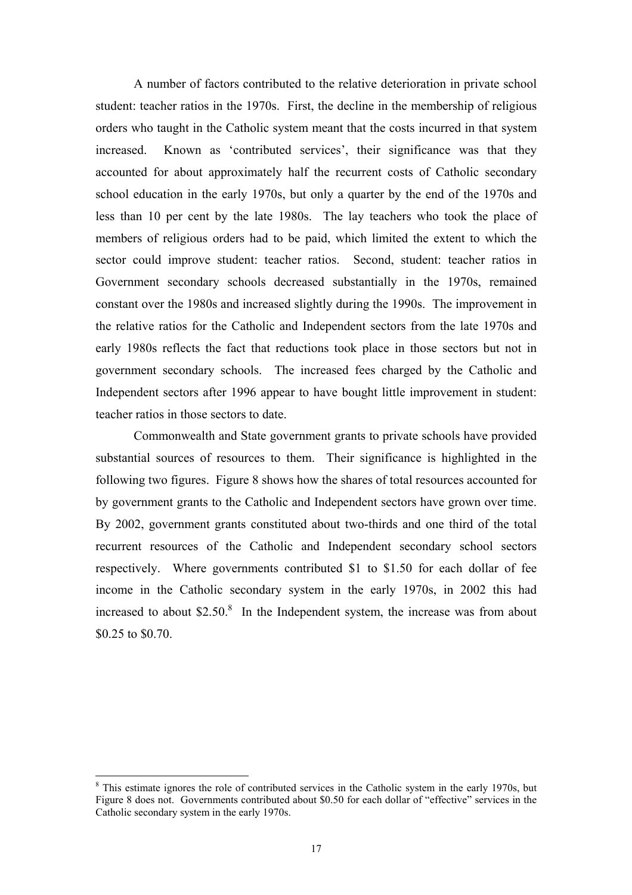A number of factors contributed to the relative deterioration in private school student: teacher ratios in the 1970s. First, the decline in the membership of religious orders who taught in the Catholic system meant that the costs incurred in that system increased. Known as 'contributed services', their significance was that they accounted for about approximately half the recurrent costs of Catholic secondary school education in the early 1970s, but only a quarter by the end of the 1970s and less than 10 per cent by the late 1980s. The lay teachers who took the place of members of religious orders had to be paid, which limited the extent to which the sector could improve student: teacher ratios. Second, student: teacher ratios in Government secondary schools decreased substantially in the 1970s, remained constant over the 1980s and increased slightly during the 1990s. The improvement in the relative ratios for the Catholic and Independent sectors from the late 1970s and early 1980s reflects the fact that reductions took place in those sectors but not in government secondary schools. The increased fees charged by the Catholic and Independent sectors after 1996 appear to have bought little improvement in student: teacher ratios in those sectors to date.

Commonwealth and State government grants to private schools have provided substantial sources of resources to them. Their significance is highlighted in the following two figures. Figure 8 shows how the shares of total resources accounted for by government grants to the Catholic and Independent sectors have grown over time. By 2002, government grants constituted about two-thirds and one third of the total recurrent resources of the Catholic and Independent secondary school sectors respectively. Where governments contributed \$1 to \$1.50 for each dollar of fee income in the Catholic secondary system in the early 1970s, in 2002 this had increased to about \$2.50.[8] In the Independent system, the increase was from about \$0.25 to \$0.70.

---

[8] This estimate ignores the role of contributed services in the Catholic system in the early 1970s, but Figure 8 does not. Governments contributed about \$0.50 for each dollar of "effective" services in the Catholic secondary system in the early 1970s.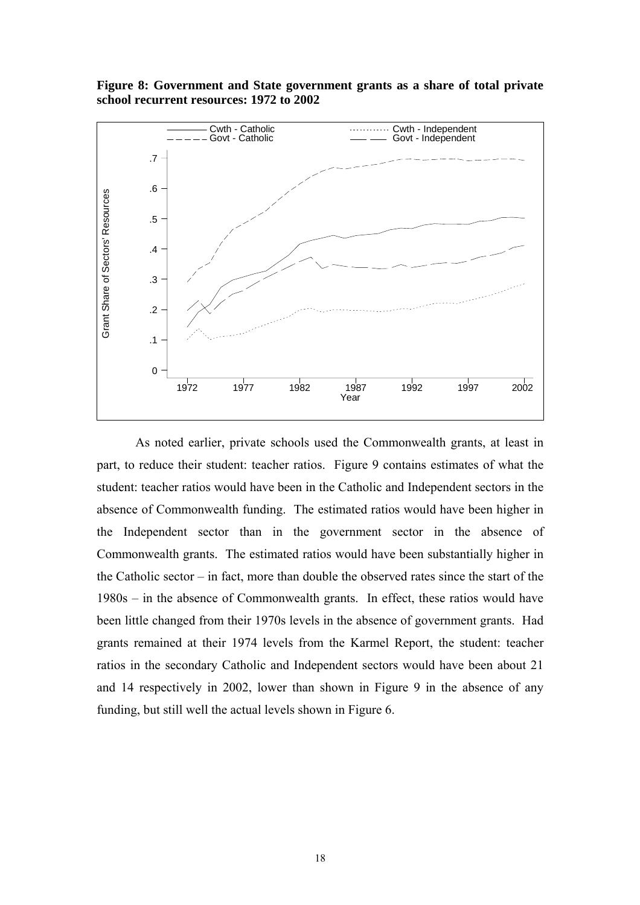**Figure 8: Government and State government grants as a share of total private school recurrent resources: 1972 to 2002**

As noted earlier, private schools used the Commonwealth grants, at least in part, to reduce their student: teacher ratios. Figure 9 contains estimates of what the student: teacher ratios would have been in the Catholic and Independent sectors in the absence of Commonwealth funding. The estimated ratios would have been higher in the Independent sector than in the government sector in the absence of Commonwealth grants. The estimated ratios would have been substantially higher in the Catholic sector – in fact, more than double the observed rates since the start of the 1980s – in the absence of Commonwealth grants. In effect, these ratios would have been little changed from their 1970s levels in the absence of government grants. Had grants remained at their 1974 levels from the Karmel Report, the student: teacher ratios in the secondary Catholic and Independent sectors would have been about 21 and 14 respectively in 2002, lower than shown in Figure 9 in the absence of any funding, but still well the actual levels shown in Figure 6.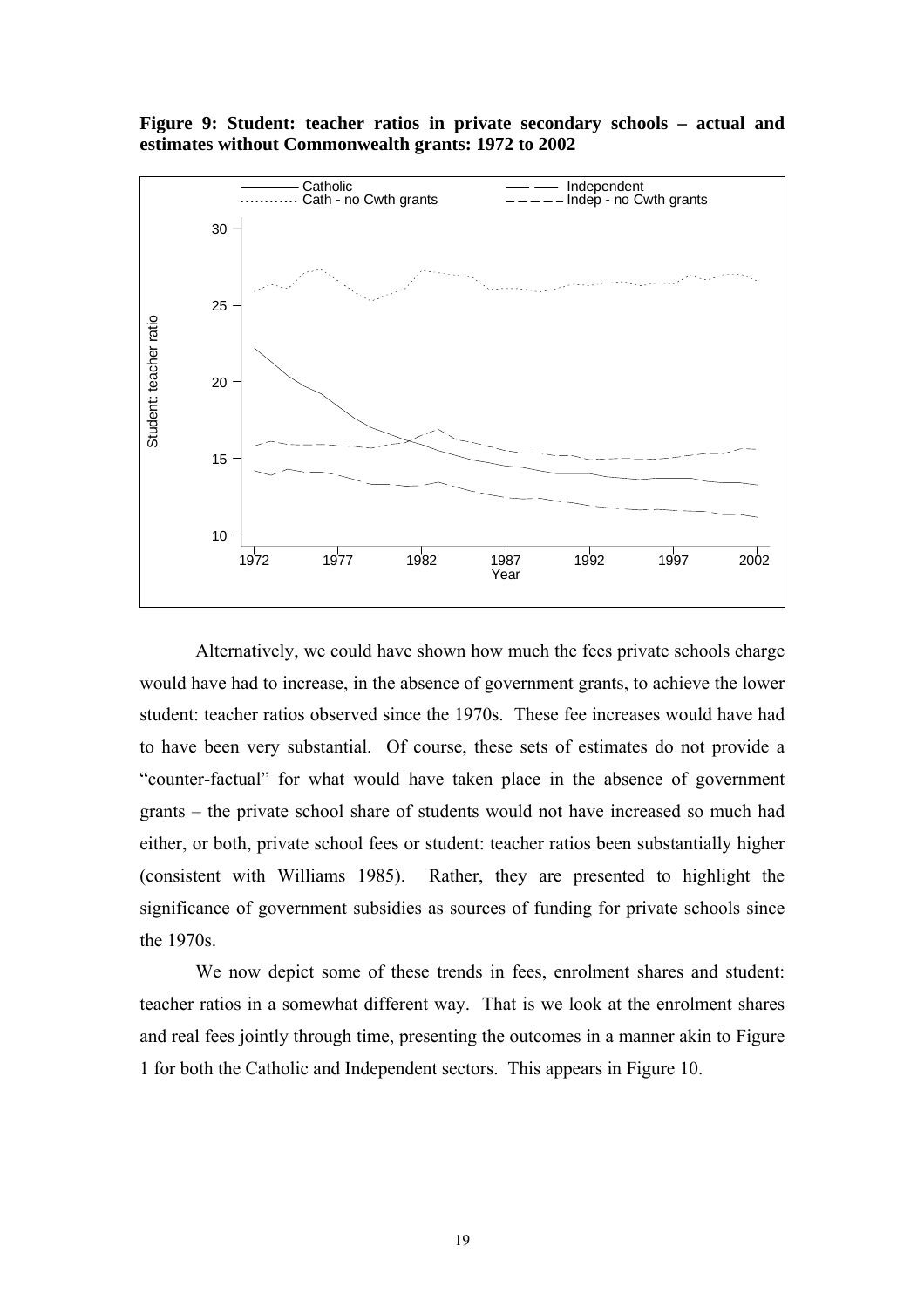**Figure 9: Student: teacher ratios in private secondary schools – actual and estimates without Commonwealth grants: 1972 to 2002**

Alternatively, we could have shown how much the fees private schools charge would have had to increase, in the absence of government grants, to achieve the lower student: teacher ratios observed since the 1970s. These fee increases would have had to have been very substantial. Of course, these sets of estimates do not provide a "counter-factual" for what would have taken place in the absence of government grants – the private school share of students would not have increased so much had either, or both, private school fees or student: teacher ratios been substantially higher (consistent with Williams 1985). Rather, they are presented to highlight the significance of government subsidies as sources of funding for private schools since the 1970s.

We now depict some of these trends in fees, enrolment shares and student: teacher ratios in a somewhat different way. That is we look at the enrolment shares and real fees jointly through time, presenting the outcomes in a manner akin to Figure 1 for both the Catholic and Independent sectors. This appears in Figure 10.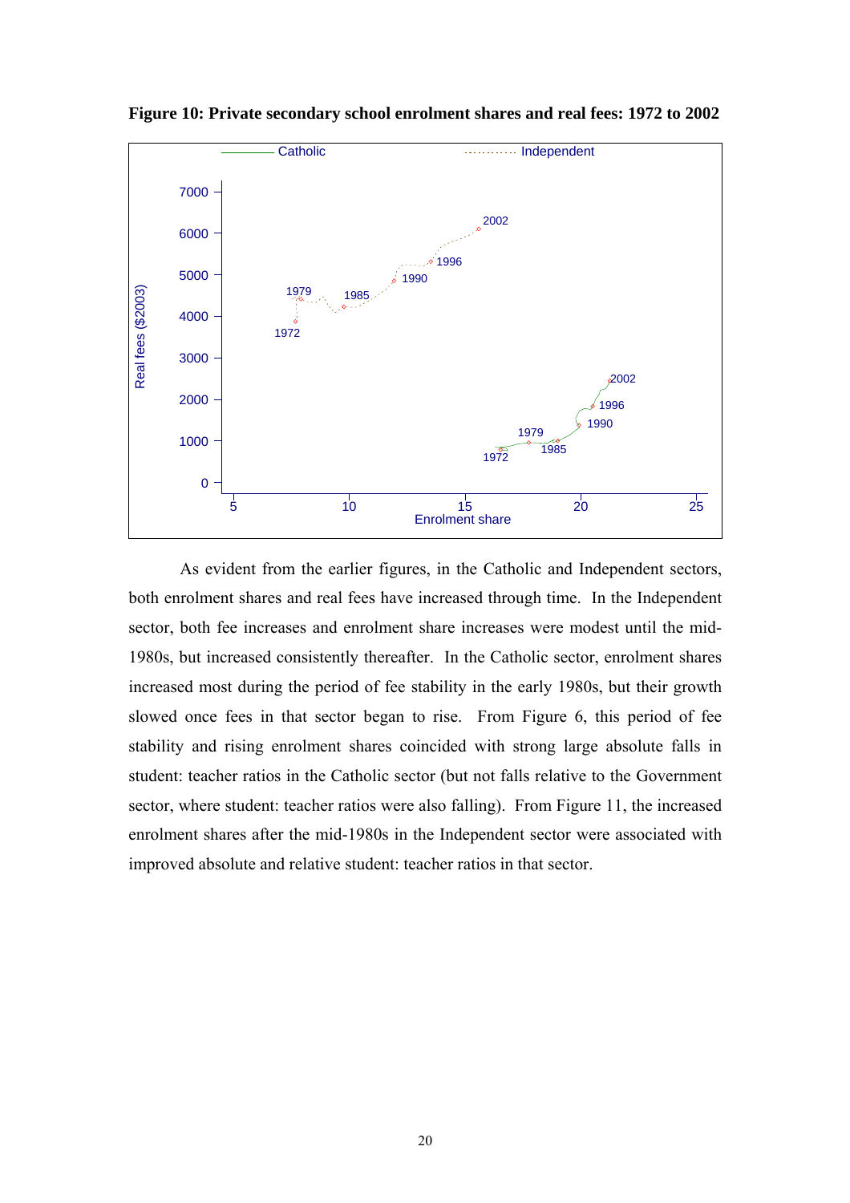**Figure 10: Private secondary school enrolment shares and real fees: 1972 to 2002**

As evident from the earlier figures, in the Catholic and Independent sectors, both enrolment shares and real fees have increased through time. In the Independent sector, both fee increases and enrolment share increases were modest until the mid-1980s, but increased consistently thereafter. In the Catholic sector, enrolment shares increased most during the period of fee stability in the early 1980s, but their growth slowed once fees in that sector began to rise. From Figure 6, this period of fee stability and rising enrolment shares coincided with strong large absolute falls in student: teacher ratios in the Catholic sector (but not falls relative to the Government sector, where student: teacher ratios were also falling). From Figure 11, the increased enrolment shares after the mid-1980s in the Independent sector were associated with improved absolute and relative student: teacher ratios in that sector.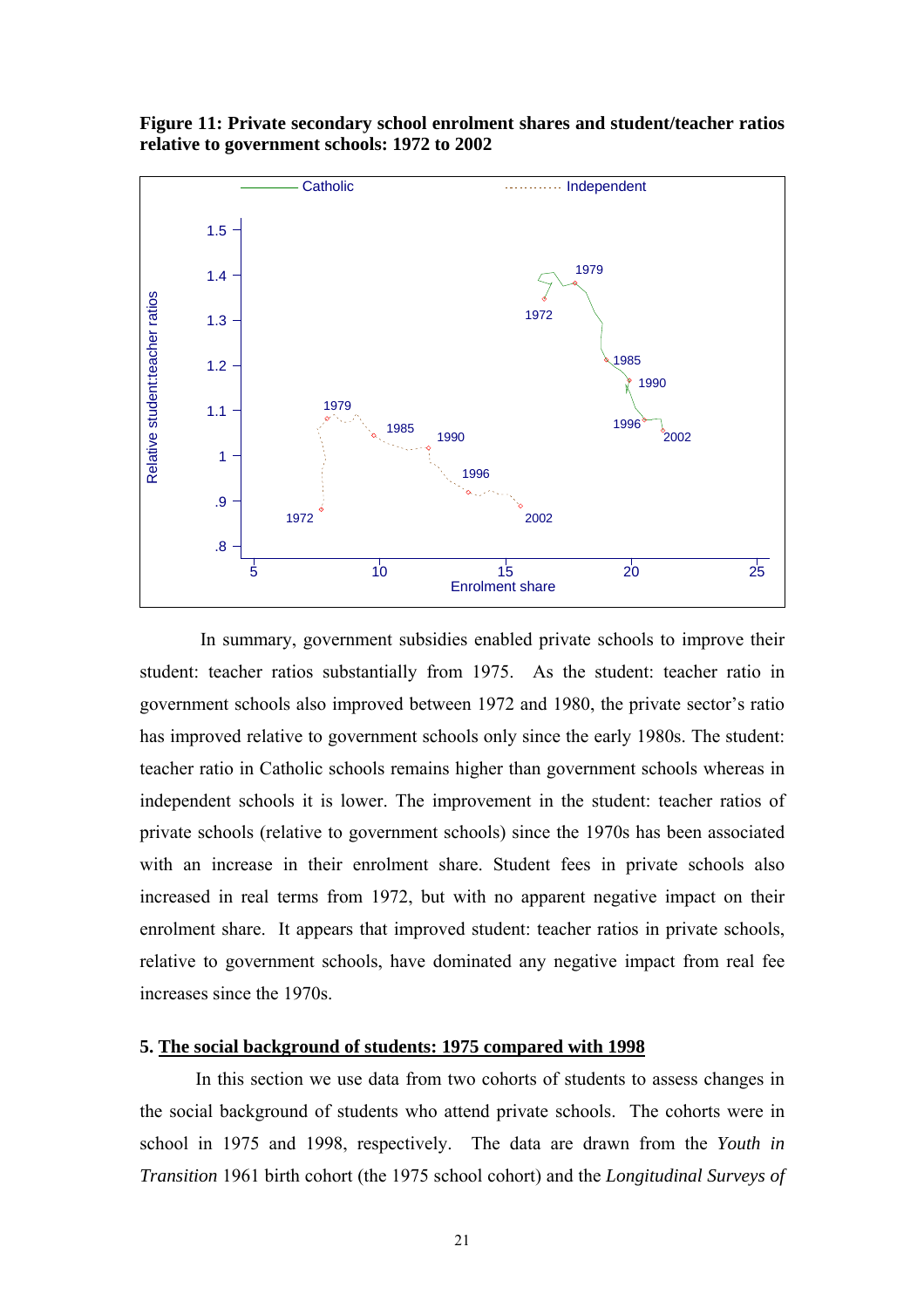**Figure 11: Private secondary school enrolment shares and student/teacher ratios relative to government schools: 1972 to 2002**

In summary, government subsidies enabled private schools to improve their student: teacher ratios substantially from 1975. As the student: teacher ratio in government schools also improved between 1972 and 1980, the private sector's ratio has improved relative to government schools only since the early 1980s. The student: teacher ratio in Catholic schools remains higher than government schools whereas in independent schools it is lower. The improvement in the student: teacher ratios of private schools (relative to government schools) since the 1970s has been associated with an increase in their enrolment share. Student fees in private schools also increased in real terms from 1972, but with no apparent negative impact on their enrolment share. It appears that improved student: teacher ratios in private schools, relative to government schools, have dominated any negative impact from real fee increases since the 1970s.

## 5. The social background of students: 1975 compared with 1998

In this section we use data from two cohorts of students to assess changes in the social background of students who attend private schools. The cohorts were in school in 1975 and 1998, respectively. The data are drawn from the *Youth in Transition* 1961 birth cohort (the 1975 school cohort) and the *Longitudinal Surveys of*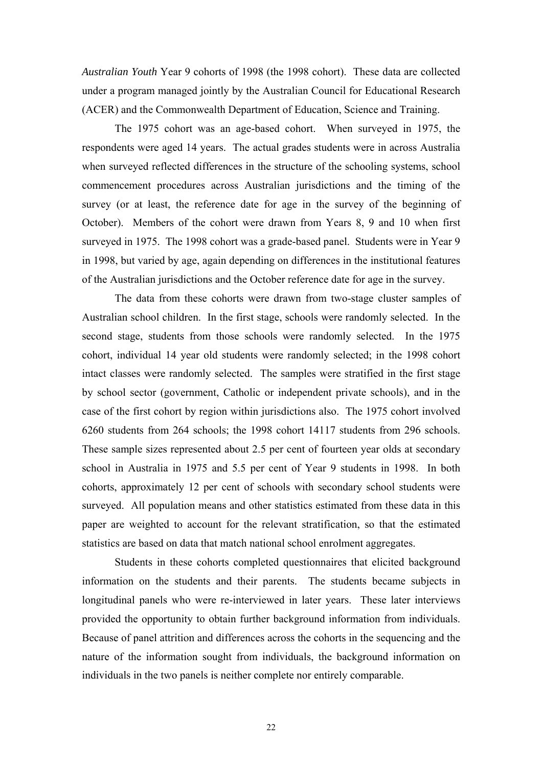*Australian Youth* Year 9 cohorts of 1998 (the 1998 cohort). These data are collected under a program managed jointly by the Australian Council for Educational Research (ACER) and the Commonwealth Department of Education, Science and Training.

The 1975 cohort was an age-based cohort. When surveyed in 1975, the respondents were aged 14 years. The actual grades students were in across Australia when surveyed reflected differences in the structure of the schooling systems, school commencement procedures across Australian jurisdictions and the timing of the survey (or at least, the reference date for age in the survey of the beginning of October). Members of the cohort were drawn from Years 8, 9 and 10 when first surveyed in 1975. The 1998 cohort was a grade-based panel. Students were in Year 9 in 1998, but varied by age, again depending on differences in the institutional features of the Australian jurisdictions and the October reference date for age in the survey.

The data from these cohorts were drawn from two-stage cluster samples of Australian school children. In the first stage, schools were randomly selected. In the second stage, students from those schools were randomly selected. In the 1975 cohort, individual 14 year old students were randomly selected; in the 1998 cohort intact classes were randomly selected. The samples were stratified in the first stage by school sector (government, Catholic or independent private schools), and in the case of the first cohort by region within jurisdictions also. The 1975 cohort involved 6260 students from 264 schools; the 1998 cohort 14117 students from 296 schools. These sample sizes represented about 2.5 per cent of fourteen year olds at secondary school in Australia in 1975 and 5.5 per cent of Year 9 students in 1998. In both cohorts, approximately 12 per cent of schools with secondary school students were surveyed. All population means and other statistics estimated from these data in this paper are weighted to account for the relevant stratification, so that the estimated statistics are based on data that match national school enrolment aggregates.

Students in these cohorts completed questionnaires that elicited background information on the students and their parents. The students became subjects in longitudinal panels who were re-interviewed in later years. These later interviews provided the opportunity to obtain further background information from individuals. Because of panel attrition and differences across the cohorts in the sequencing and the nature of the information sought from individuals, the background information on individuals in the two panels is neither complete nor entirely comparable.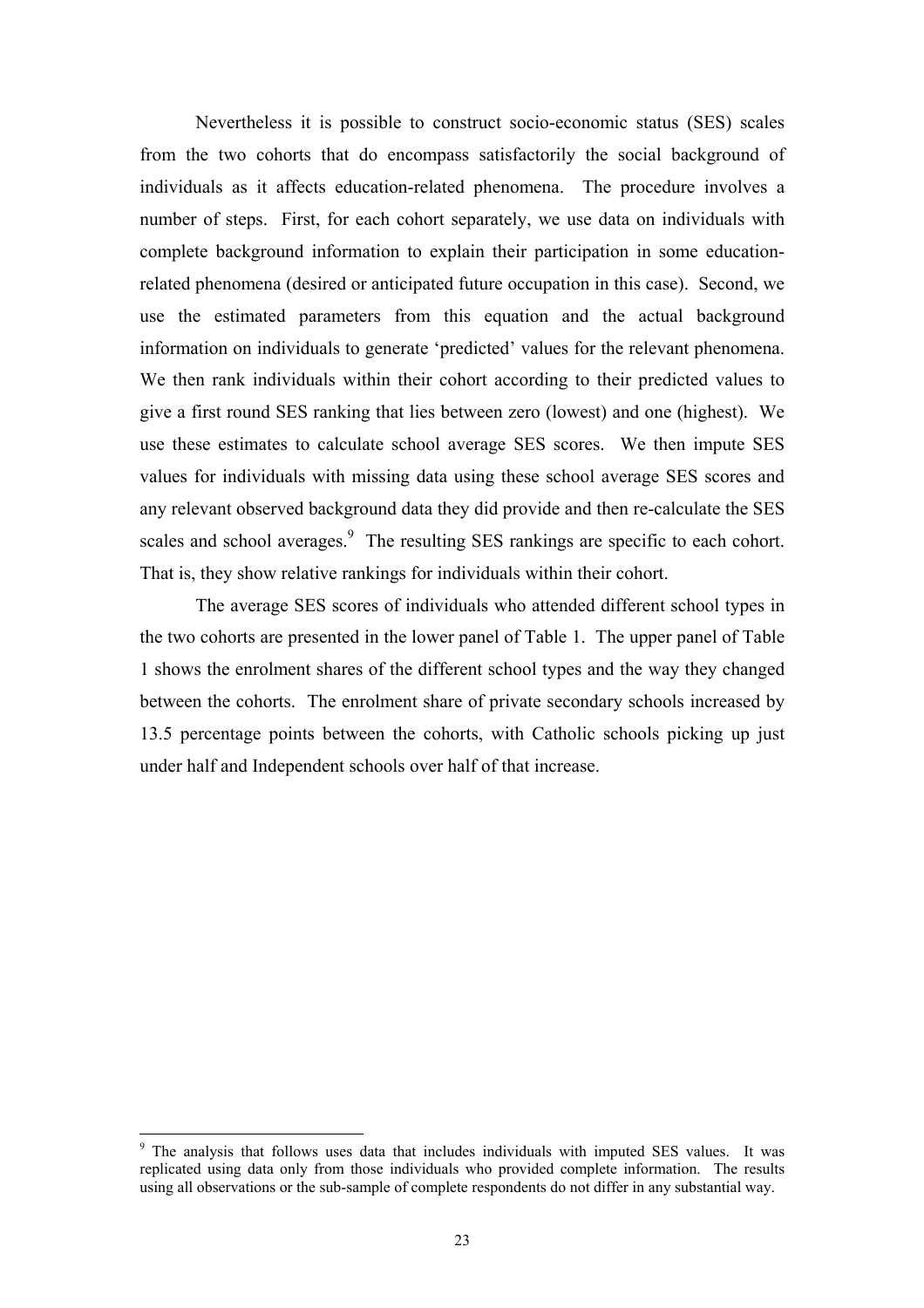Nevertheless it is possible to construct socio-economic status (SES) scales from the two cohorts that do encompass satisfactorily the social background of individuals as it affects education-related phenomena. The procedure involves a number of steps. First, for each cohort separately, we use data on individuals with complete background information to explain their participation in some education-related phenomena (desired or anticipated future occupation in this case). Second, we use the estimated parameters from this equation and the actual background information on individuals to generate 'predicted' values for the relevant phenomena. We then rank individuals within their cohort according to their predicted values to give a first round SES ranking that lies between zero (lowest) and one (highest). We use these estimates to calculate school average SES scores. We then impute SES values for individuals with missing data using these school average SES scores and any relevant observed background data they did provide and then re-calculate the SES scales and school averages.[9] The resulting SES rankings are specific to each cohort. That is, they show relative rankings for individuals within their cohort.

The average SES scores of individuals who attended different school types in the two cohorts are presented in the lower panel of Table 1. The upper panel of Table 1 shows the enrolment shares of the different school types and the way they changed between the cohorts. The enrolment share of private secondary schools increased by 13.5 percentage points between the cohorts, with Catholic schools picking up just under half and Independent schools over half of that increase.

[9] The analysis that follows uses data that includes individuals with imputed SES values. It was replicated using data only from those individuals who provided complete information. The results using all observations or the sub-sample of complete respondents do not differ in any substantial way.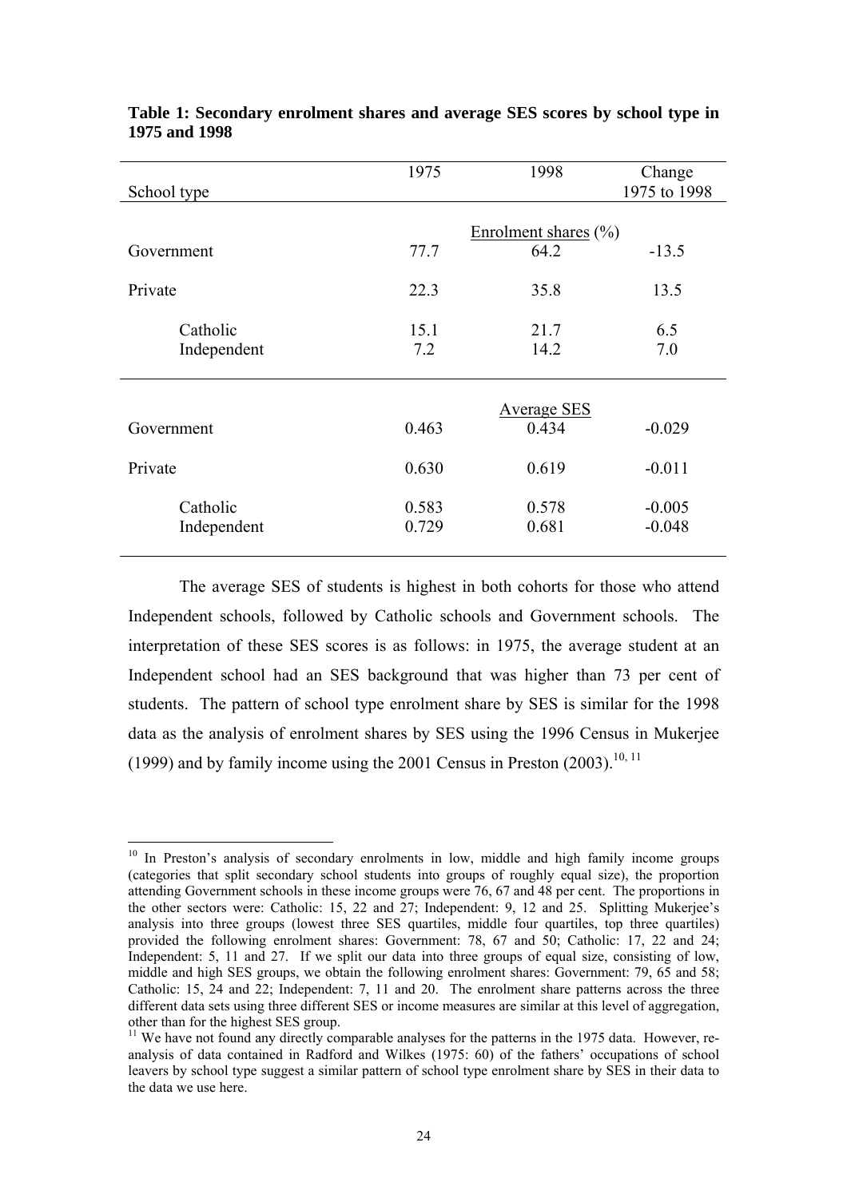**Table 1: Secondary enrolment shares and average SES scores by school type in 1975 and 1998**

| School type | 1975 | 1998 | Change 1975 to 1998 |
|---|---|---|---|
| | | Enrolment shares (%) | |
| Government | 77.7 | 64.2 | -13.5 |
| Private | 22.3 | 35.8 | 13.5 |
| Catholic | 15.1 | 21.7 | 6.5 |
| Independent | 7.2 | 14.2 | 7.0 |
| | | Average SES | |
| Government | 0.463 | 0.434 | -0.029 |
| Private | 0.630 | 0.619 | -0.011 |
| Catholic | 0.583 | 0.578 | -0.005 |
| Independent | 0.729 | 0.681 | -0.048 |

The average SES of students is highest in both cohorts for those who attend Independent schools, followed by Catholic schools and Government schools. The interpretation of these SES scores is as follows: in 1975, the average student at an Independent school had an SES background that was higher than 73 per cent of students. The pattern of school type enrolment share by SES is similar for the 1998 data as the analysis of enrolment shares by SES using the 1996 Census in Mukerjee (1999) and by family income using the 2001 Census in Preston (2003).[10, 11]

---

[10] In Preston's analysis of secondary enrolments in low, middle and high family income groups (categories that split secondary school students into groups of roughly equal size), the proportion attending Government schools in these income groups were 76, 67 and 48 per cent. The proportions in the other sectors were: Catholic: 15, 22 and 27; Independent: 9, 12 and 25. Splitting Mukerjee's analysis into three groups (lowest three SES quartiles, middle four quartiles, top three quartiles) provided the following enrolment shares: Government: 78, 67 and 50; Catholic: 17, 22 and 24; Independent: 5, 11 and 27. If we split our data into three groups of equal size, consisting of low, middle and high SES groups, we obtain the following enrolment shares: Government: 79, 65 and 58; Catholic: 15, 24 and 22; Independent: 7, 11 and 20. The enrolment share patterns across the three different data sets using three different SES or income measures are similar at this level of aggregation, other than for the highest SES group.

[11] We have not found any directly comparable analyses for the patterns in the 1975 data. However, re-analysis of data contained in Radford and Wilkes (1975: 60) of the fathers' occupations of school leavers by school type suggest a similar pattern of school type enrolment share by SES in their data to the data we use here.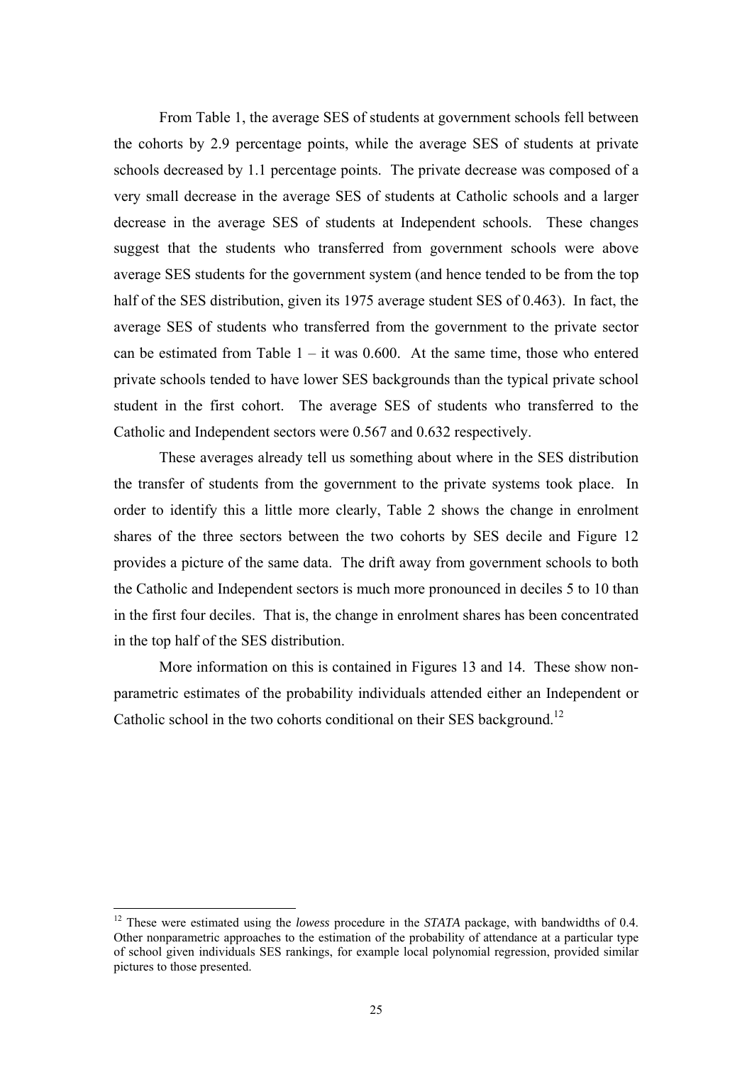From Table 1, the average SES of students at government schools fell between the cohorts by 2.9 percentage points, while the average SES of students at private schools decreased by 1.1 percentage points. The private decrease was composed of a very small decrease in the average SES of students at Catholic schools and a larger decrease in the average SES of students at Independent schools. These changes suggest that the students who transferred from government schools were above average SES students for the government system (and hence tended to be from the top half of the SES distribution, given its 1975 average student SES of 0.463). In fact, the average SES of students who transferred from the government to the private sector can be estimated from Table 1 – it was 0.600. At the same time, those who entered private schools tended to have lower SES backgrounds than the typical private school student in the first cohort. The average SES of students who transferred to the Catholic and Independent sectors were 0.567 and 0.632 respectively.

These averages already tell us something about where in the SES distribution the transfer of students from the government to the private systems took place. In order to identify this a little more clearly, Table 2 shows the change in enrolment shares of the three sectors between the two cohorts by SES decile and Figure 12 provides a picture of the same data. The drift away from government schools to both the Catholic and Independent sectors is much more pronounced in deciles 5 to 10 than in the first four deciles. That is, the change in enrolment shares has been concentrated in the top half of the SES distribution.

More information on this is contained in Figures 13 and 14. These show non-parametric estimates of the probability individuals attended either an Independent or Catholic school in the two cohorts conditional on their SES background.[12]

[12] These were estimated using the *lowess* procedure in the *STATA* package, with bandwidths of 0.4. Other nonparametric approaches to the estimation of the probability of attendance at a particular type of school given individuals SES rankings, for example local polynomial regression, provided similar pictures to those presented.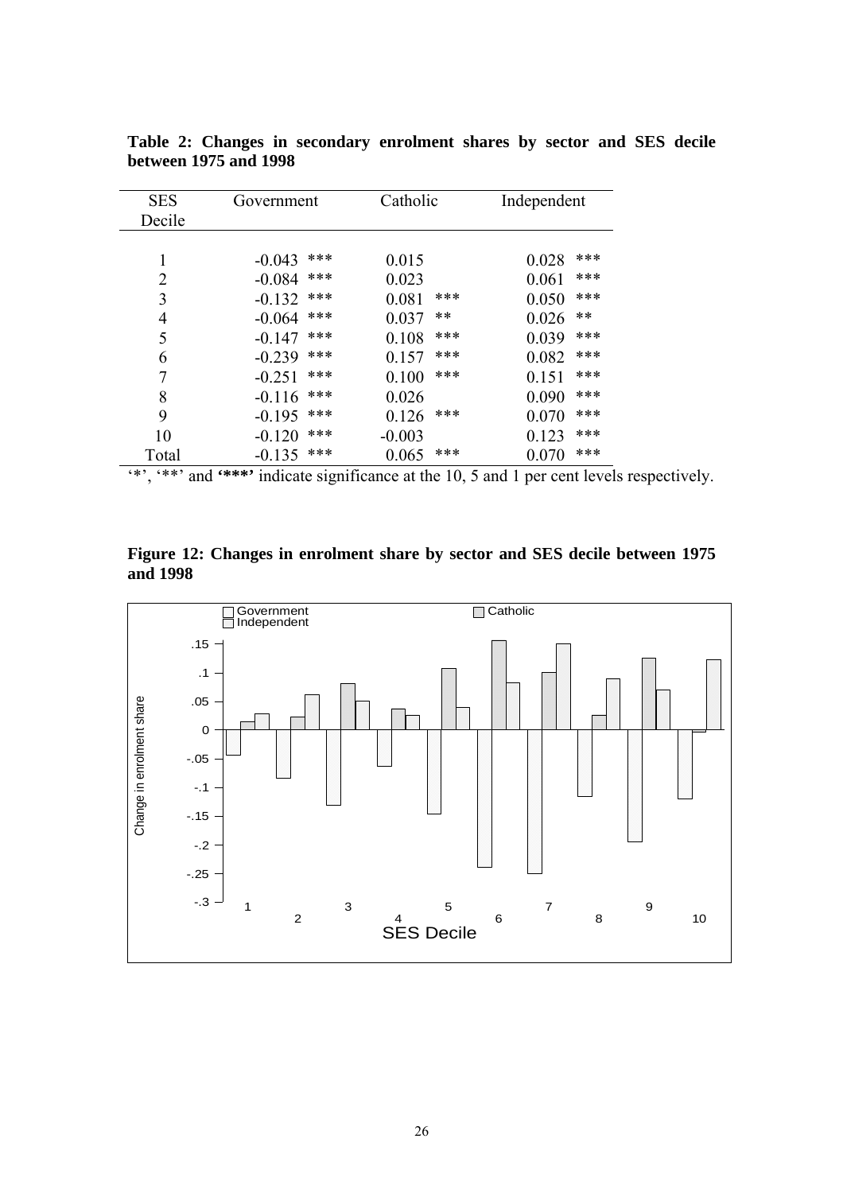**Table 2: Changes in secondary enrolment shares by sector and SES decile between 1975 and 1998**

| SES Decile | Government | Catholic | Independent |
|---|---|---|---|
| 1 | -0.043 *** | 0.015 | 0.028 *** |
| 2 | -0.084 *** | 0.023 | 0.061 *** |
| 3 | -0.132 *** | 0.081 *** | 0.050 *** |
| 4 | -0.064 *** | 0.037 ** | 0.026 ** |
| 5 | -0.147 *** | 0.108 *** | 0.039 *** |
| 6 | -0.239 *** | 0.157 *** | 0.082 *** |
| 7 | -0.251 *** | 0.100 *** | 0.151 *** |
| 8 | -0.116 *** | 0.026 | 0.090 *** |
| 9 | -0.195 *** | 0.126 *** | 0.070 *** |
| 10 | -0.120 *** | -0.003 | 0.123 *** |
| Total | -0.135 *** | 0.065 *** | 0.070 *** |

'*', '**' and '***' indicate significance at the 10, 5 and 1 per cent levels respectively.

**Figure 12: Changes in enrolment share by sector and SES decile between 1975 and 1998**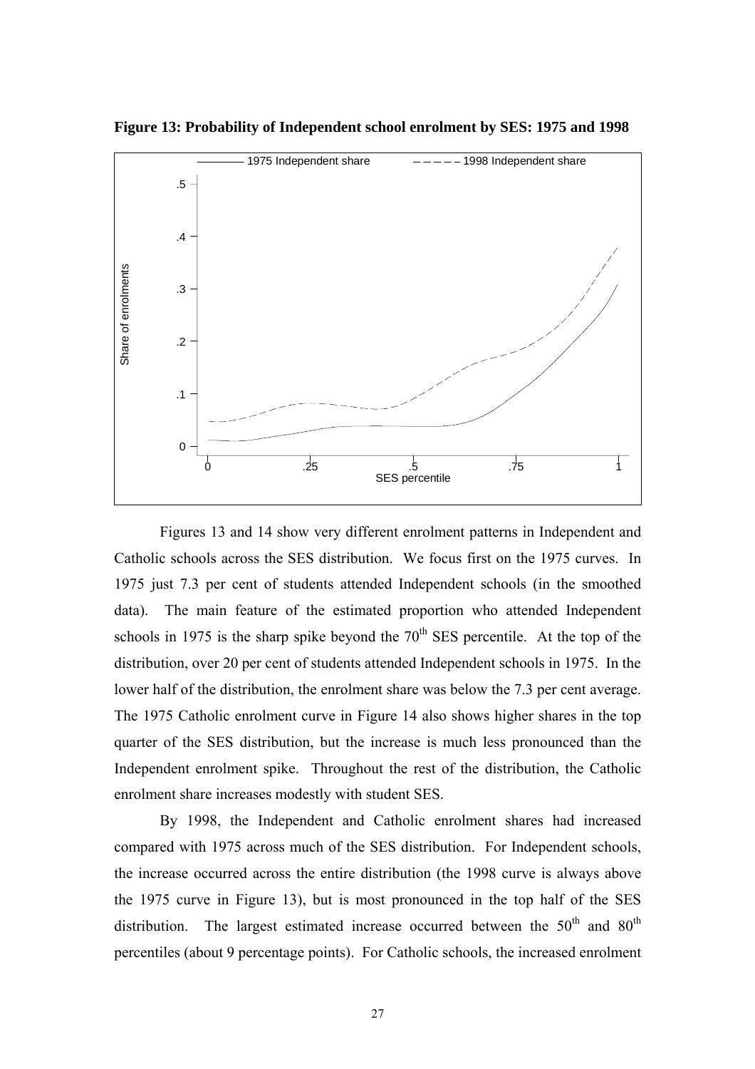**Figure 13: Probability of Independent school enrolment by SES: 1975 and 1998**

Figures 13 and 14 show very different enrolment patterns in Independent and Catholic schools across the SES distribution. We focus first on the 1975 curves. In 1975 just 7.3 per cent of students attended Independent schools (in the smoothed data). The main feature of the estimated proportion who attended Independent schools in 1975 is the sharp spike beyond the 70th SES percentile. At the top of the distribution, over 20 per cent of students attended Independent schools in 1975. In the lower half of the distribution, the enrolment share was below the 7.3 per cent average. The 1975 Catholic enrolment curve in Figure 14 also shows higher shares in the top quarter of the SES distribution, but the increase is much less pronounced than the Independent enrolment spike. Throughout the rest of the distribution, the Catholic enrolment share increases modestly with student SES.

By 1998, the Independent and Catholic enrolment shares had increased compared with 1975 across much of the SES distribution. For Independent schools, the increase occurred across the entire distribution (the 1998 curve is always above the 1975 curve in Figure 13), but is most pronounced in the top half of the SES distribution. The largest estimated increase occurred between the 50th and 80th percentiles (about 9 percentage points). For Catholic schools, the increased enrolment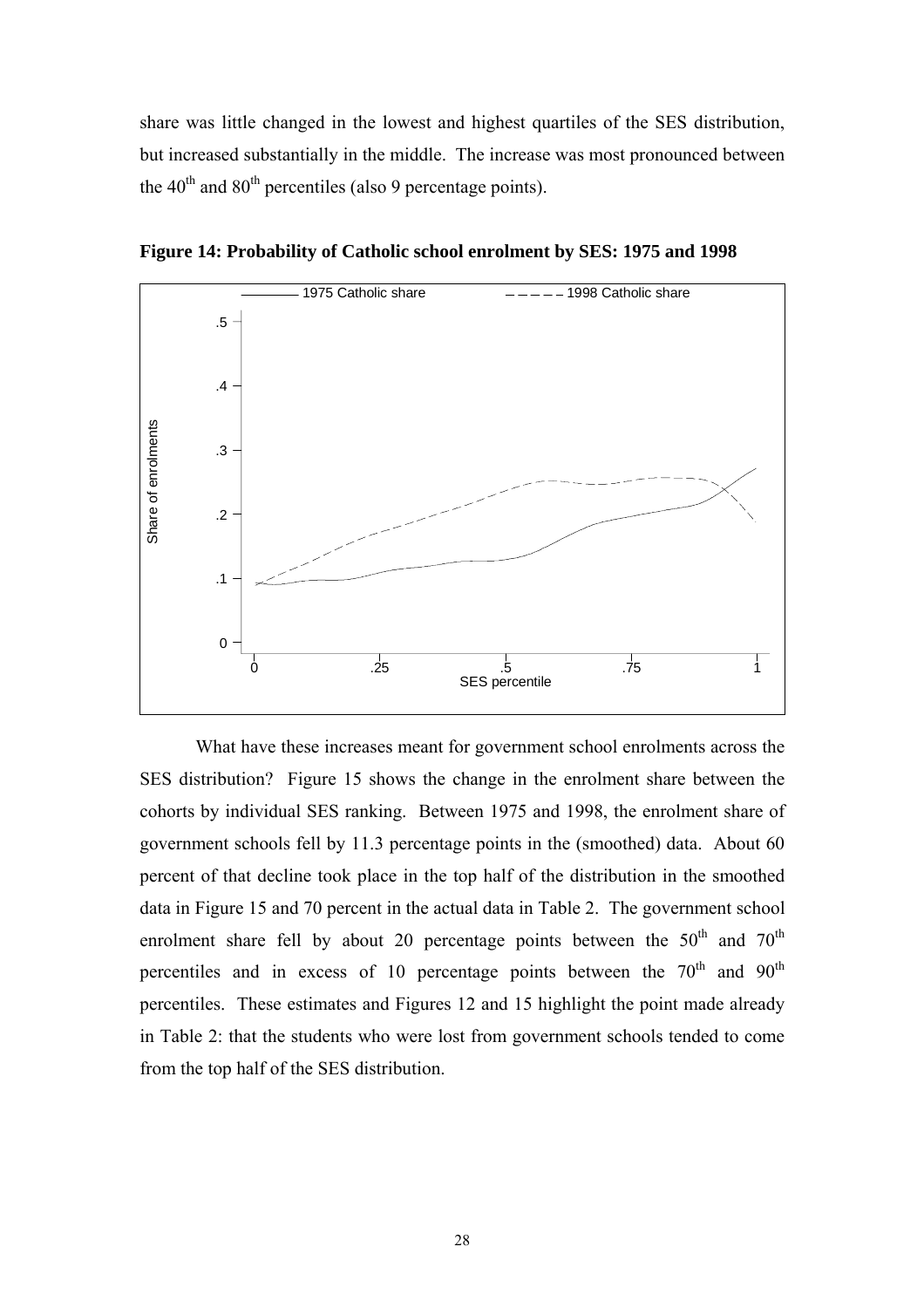share was little changed in the lowest and highest quartiles of the SES distribution, but increased substantially in the middle. The increase was most pronounced between the 40th and 80th percentiles (also 9 percentage points).

**Figure 14: Probability of Catholic school enrolment by SES: 1975 and 1998**

What have these increases meant for government school enrolments across the SES distribution? Figure 15 shows the change in the enrolment share between the cohorts by individual SES ranking. Between 1975 and 1998, the enrolment share of government schools fell by 11.3 percentage points in the (smoothed) data. About 60 percent of that decline took place in the top half of the distribution in the smoothed data in Figure 15 and 70 percent in the actual data in Table 2. The government school enrolment share fell by about 20 percentage points between the 50th and 70th percentiles and in excess of 10 percentage points between the 70th and 90th percentiles. These estimates and Figures 12 and 15 highlight the point made already in Table 2: that the students who were lost from government schools tended to come from the top half of the SES distribution.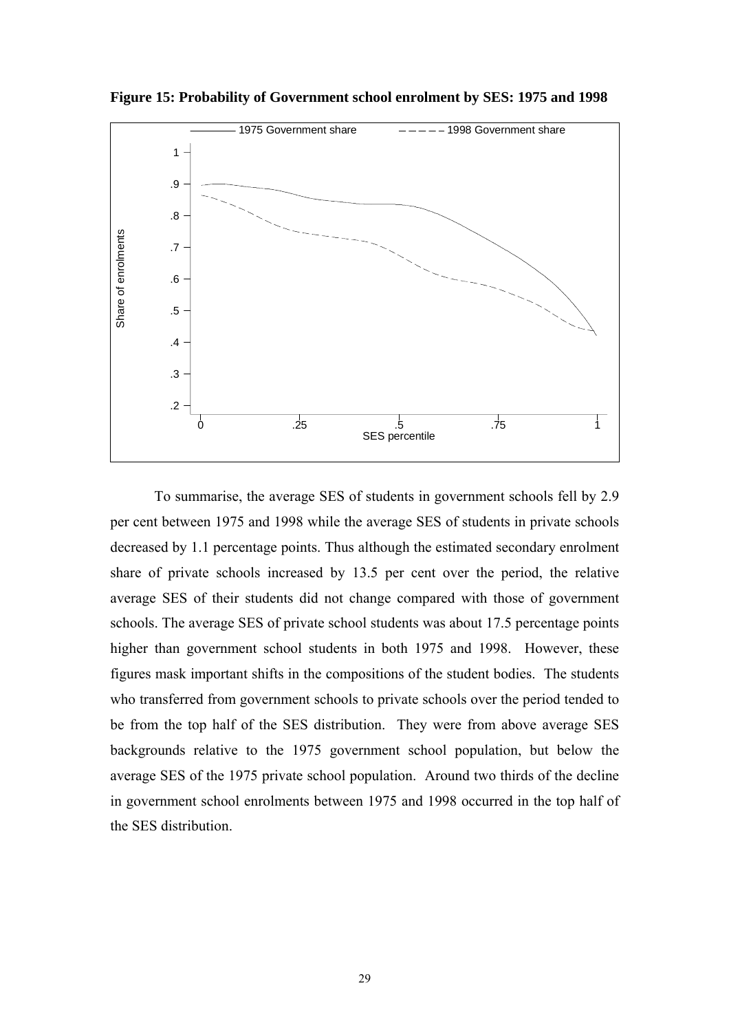**Figure 15: Probability of Government school enrolment by SES: 1975 and 1998**

To summarise, the average SES of students in government schools fell by 2.9 per cent between 1975 and 1998 while the average SES of students in private schools decreased by 1.1 percentage points. Thus although the estimated secondary enrolment share of private schools increased by 13.5 per cent over the period, the relative average SES of their students did not change compared with those of government schools. The average SES of private school students was about 17.5 percentage points higher than government school students in both 1975 and 1998. However, these figures mask important shifts in the compositions of the student bodies. The students who transferred from government schools to private schools over the period tended to be from the top half of the SES distribution. They were from above average SES backgrounds relative to the 1975 government school population, but below the average SES of the 1975 private school population. Around two thirds of the decline in government school enrolments between 1975 and 1998 occurred in the top half of the SES distribution.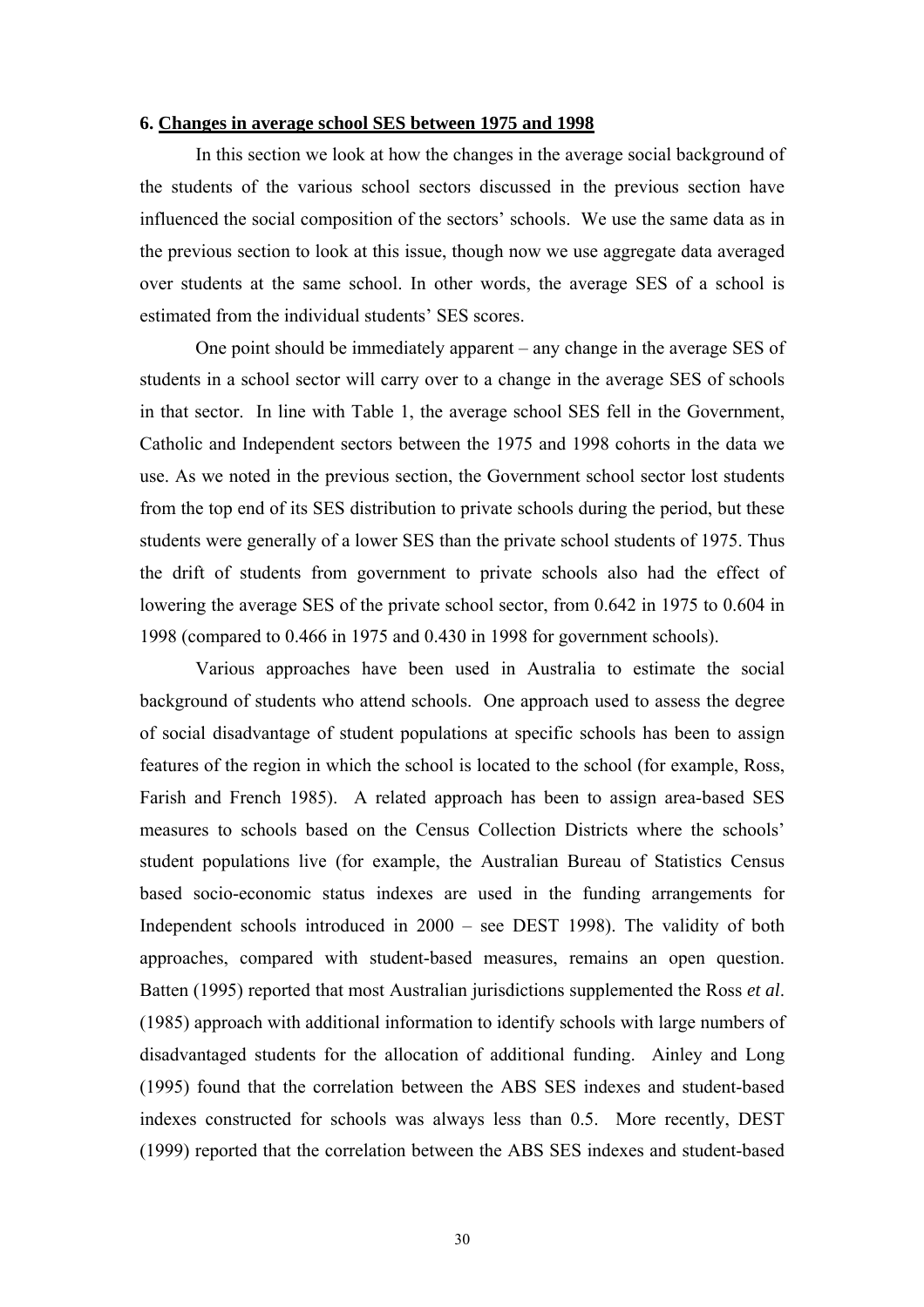## 6. Changes in average school SES between 1975 and 1998

In this section we look at how the changes in the average social background of the students of the various school sectors discussed in the previous section have influenced the social composition of the sectors' schools. We use the same data as in the previous section to look at this issue, though now we use aggregate data averaged over students at the same school. In other words, the average SES of a school is estimated from the individual students' SES scores.

One point should be immediately apparent – any change in the average SES of students in a school sector will carry over to a change in the average SES of schools in that sector. In line with Table 1, the average school SES fell in the Government, Catholic and Independent sectors between the 1975 and 1998 cohorts in the data we use. As we noted in the previous section, the Government school sector lost students from the top end of its SES distribution to private schools during the period, but these students were generally of a lower SES than the private school students of 1975. Thus the drift of students from government to private schools also had the effect of lowering the average SES of the private school sector, from 0.642 in 1975 to 0.604 in 1998 (compared to 0.466 in 1975 and 0.430 in 1998 for government schools).

Various approaches have been used in Australia to estimate the social background of students who attend schools. One approach used to assess the degree of social disadvantage of student populations at specific schools has been to assign features of the region in which the school is located to the school (for example, Ross, Farish and French 1985). A related approach has been to assign area-based SES measures to schools based on the Census Collection Districts where the schools' student populations live (for example, the Australian Bureau of Statistics Census based socio-economic status indexes are used in the funding arrangements for Independent schools introduced in 2000 – see DEST 1998). The validity of both approaches, compared with student-based measures, remains an open question. Batten (1995) reported that most Australian jurisdictions supplemented the Ross *et al*. (1985) approach with additional information to identify schools with large numbers of disadvantaged students for the allocation of additional funding. Ainley and Long (1995) found that the correlation between the ABS SES indexes and student-based indexes constructed for schools was always less than 0.5. More recently, DEST (1999) reported that the correlation between the ABS SES indexes and student-based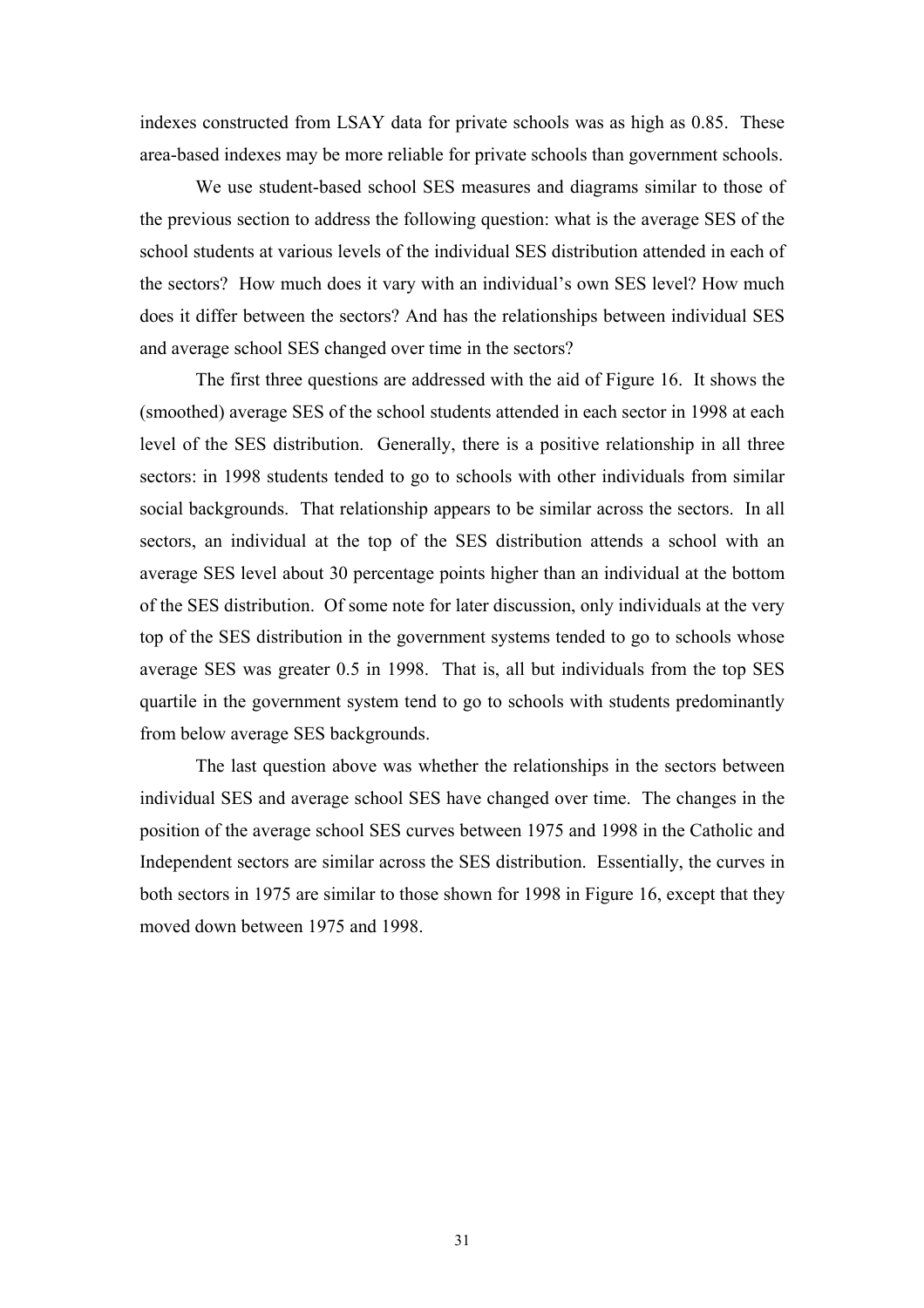indexes constructed from LSAY data for private schools was as high as 0.85. These area-based indexes may be more reliable for private schools than government schools.

We use student-based school SES measures and diagrams similar to those of the previous section to address the following question: what is the average SES of the school students at various levels of the individual SES distribution attended in each of the sectors? How much does it vary with an individual's own SES level? How much does it differ between the sectors? And has the relationships between individual SES and average school SES changed over time in the sectors?

The first three questions are addressed with the aid of Figure 16. It shows the (smoothed) average SES of the school students attended in each sector in 1998 at each level of the SES distribution. Generally, there is a positive relationship in all three sectors: in 1998 students tended to go to schools with other individuals from similar social backgrounds. That relationship appears to be similar across the sectors. In all sectors, an individual at the top of the SES distribution attends a school with an average SES level about 30 percentage points higher than an individual at the bottom of the SES distribution. Of some note for later discussion, only individuals at the very top of the SES distribution in the government systems tended to go to schools whose average SES was greater 0.5 in 1998. That is, all but individuals from the top SES quartile in the government system tend to go to schools with students predominantly from below average SES backgrounds.

The last question above was whether the relationships in the sectors between individual SES and average school SES have changed over time. The changes in the position of the average school SES curves between 1975 and 1998 in the Catholic and Independent sectors are similar across the SES distribution. Essentially, the curves in both sectors in 1975 are similar to those shown for 1998 in Figure 16, except that they moved down between 1975 and 1998.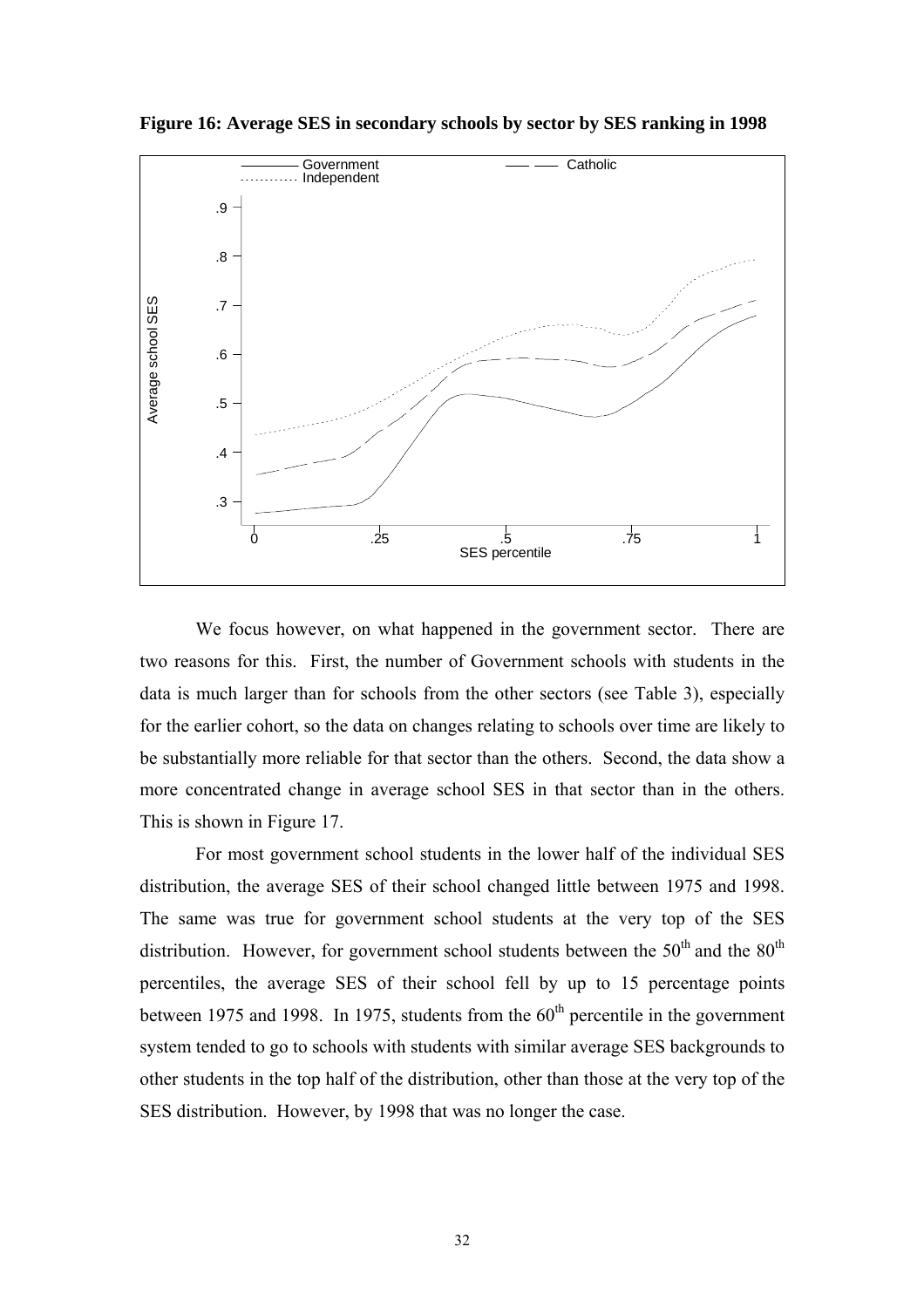**Figure 16: Average SES in secondary schools by sector by SES ranking in 1998**

We focus however, on what happened in the government sector. There are two reasons for this. First, the number of Government schools with students in the data is much larger than for schools from the other sectors (see Table 3), especially for the earlier cohort, so the data on changes relating to schools over time are likely to be substantially more reliable for that sector than the others. Second, the data show a more concentrated change in average school SES in that sector than in the others. This is shown in Figure 17.

For most government school students in the lower half of the individual SES distribution, the average SES of their school changed little between 1975 and 1998. The same was true for government school students at the very top of the SES distribution. However, for government school students between the 50th and the 80th percentiles, the average SES of their school fell by up to 15 percentage points between 1975 and 1998. In 1975, students from the 60th percentile in the government system tended to go to schools with students with similar average SES backgrounds to other students in the top half of the distribution, other than those at the very top of the SES distribution. However, by 1998 that was no longer the case.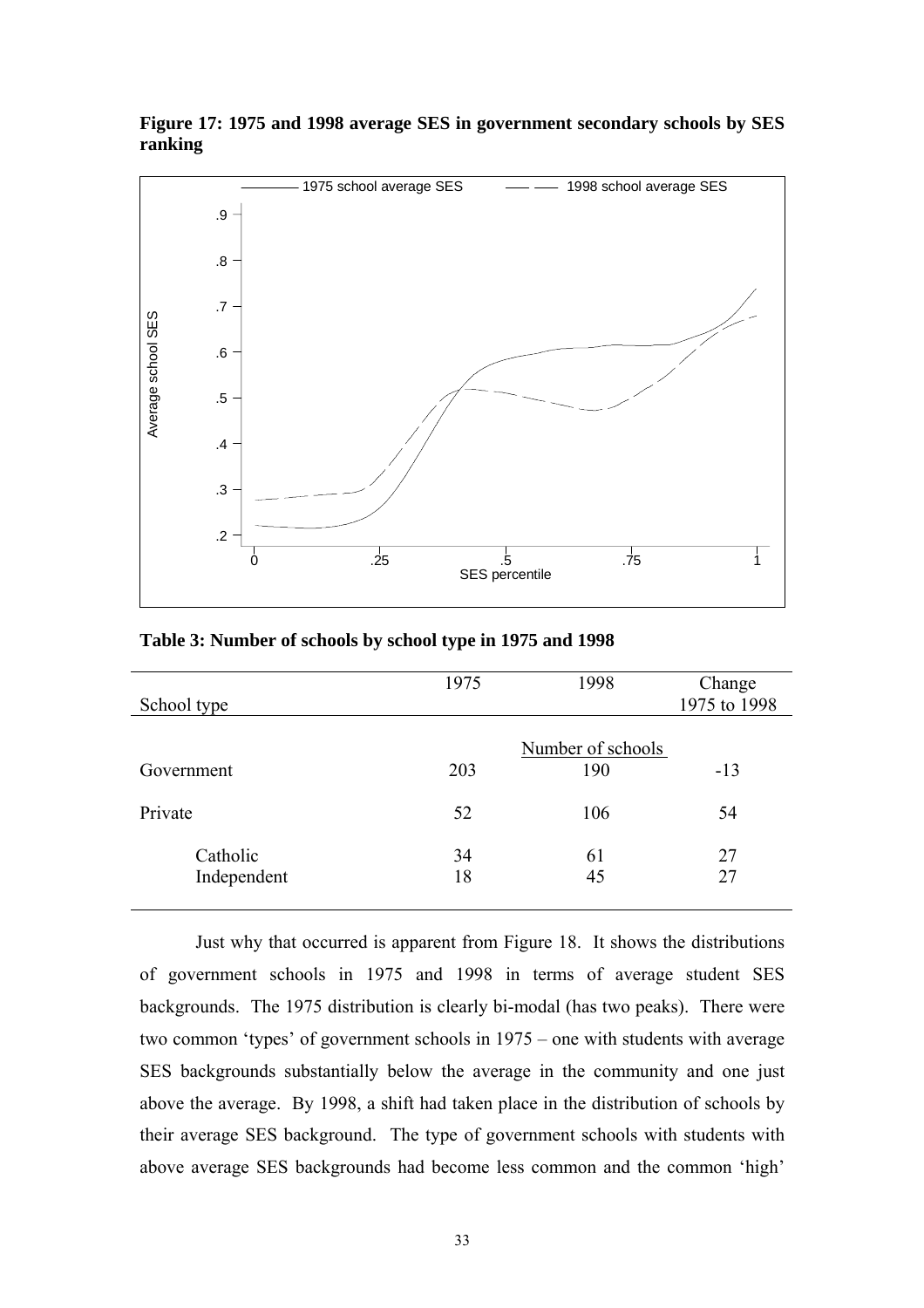**Figure 17: 1975 and 1998 average SES in government secondary schools by SES ranking**

**Table 3: Number of schools by school type in 1975 and 1998**

| School type | 1975 | 1998 | Change 1975 to 1998 |
|---|---|---|---|
| | | Number of schools | |
| Government | 203 | 190 | -13 |
| Private | 52 | 106 | 54 |
| Catholic | 34 | 61 | 27 |
| Independent | 18 | 45 | 27 |

Just why that occurred is apparent from Figure 18. It shows the distributions of government schools in 1975 and 1998 in terms of average student SES backgrounds. The 1975 distribution is clearly bi-modal (has two peaks). There were two common 'types' of government schools in 1975 – one with students with average SES backgrounds substantially below the average in the community and one just above the average. By 1998, a shift had taken place in the distribution of schools by their average SES background. The type of government schools with students with above average SES backgrounds had become less common and the common 'high'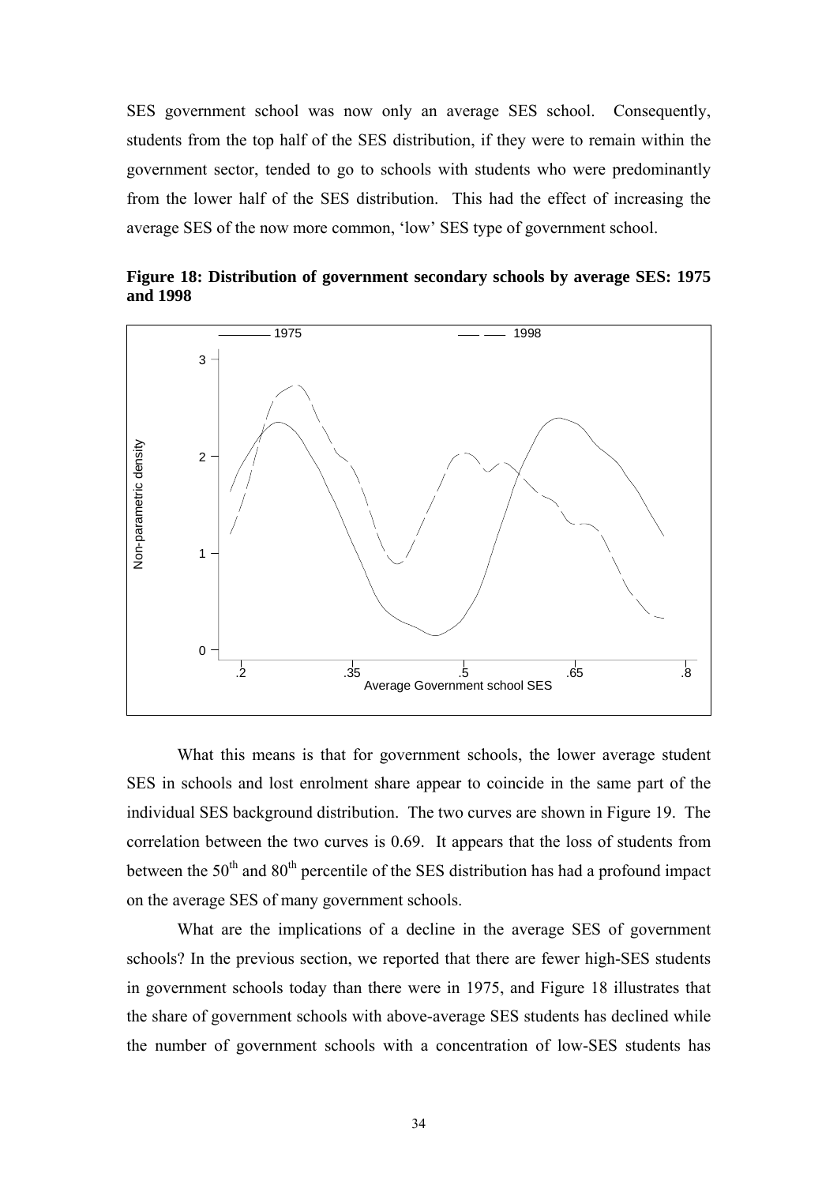SES government school was now only an average SES school. Consequently, students from the top half of the SES distribution, if they were to remain within the government sector, tended to go to schools with students who were predominantly from the lower half of the SES distribution. This had the effect of increasing the average SES of the now more common, 'low' SES type of government school.

**Figure 18: Distribution of government secondary schools by average SES: 1975 and 1998**

What this means is that for government schools, the lower average student SES in schools and lost enrolment share appear to coincide in the same part of the individual SES background distribution. The two curves are shown in Figure 19. The correlation between the two curves is 0.69. It appears that the loss of students from between the 50th and 80th percentile of the SES distribution has had a profound impact on the average SES of many government schools.

What are the implications of a decline in the average SES of government schools? In the previous section, we reported that there are fewer high-SES students in government schools today than there were in 1975, and Figure 18 illustrates that the share of government schools with above-average SES students has declined while the number of government schools with a concentration of low-SES students has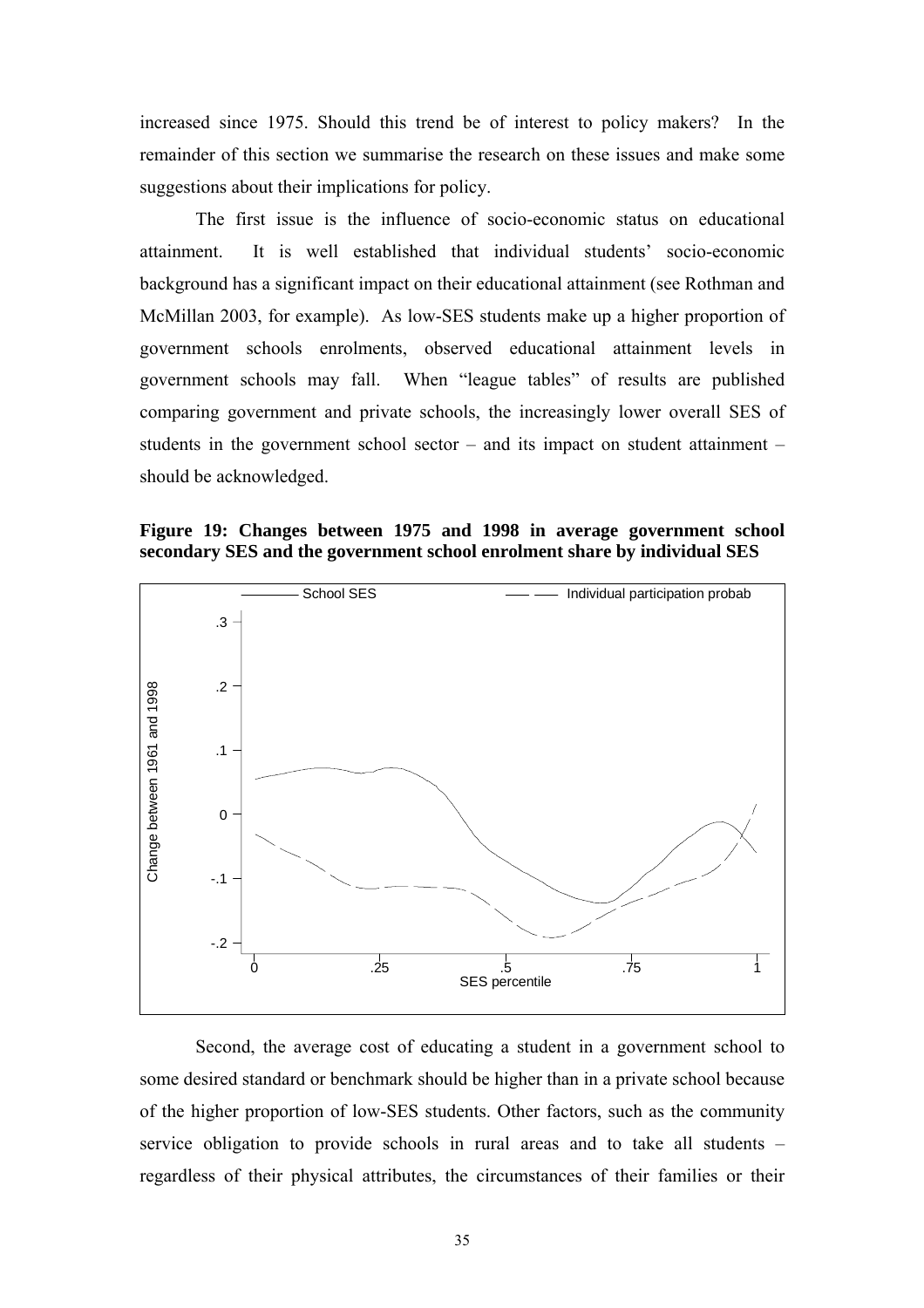increased since 1975. Should this trend be of interest to policy makers? In the remainder of this section we summarise the research on these issues and make some suggestions about their implications for policy.

The first issue is the influence of socio-economic status on educational attainment. It is well established that individual students' socio-economic background has a significant impact on their educational attainment (see Rothman and McMillan 2003, for example). As low-SES students make up a higher proportion of government schools enrolments, observed educational attainment levels in government schools may fall. When "league tables" of results are published comparing government and private schools, the increasingly lower overall SES of students in the government school sector – and its impact on student attainment – should be acknowledged.

**Figure 19: Changes between 1975 and 1998 in average government school secondary SES and the government school enrolment share by individual SES**

Second, the average cost of educating a student in a government school to some desired standard or benchmark should be higher than in a private school because of the higher proportion of low-SES students. Other factors, such as the community service obligation to provide schools in rural areas and to take all students – regardless of their physical attributes, the circumstances of their families or their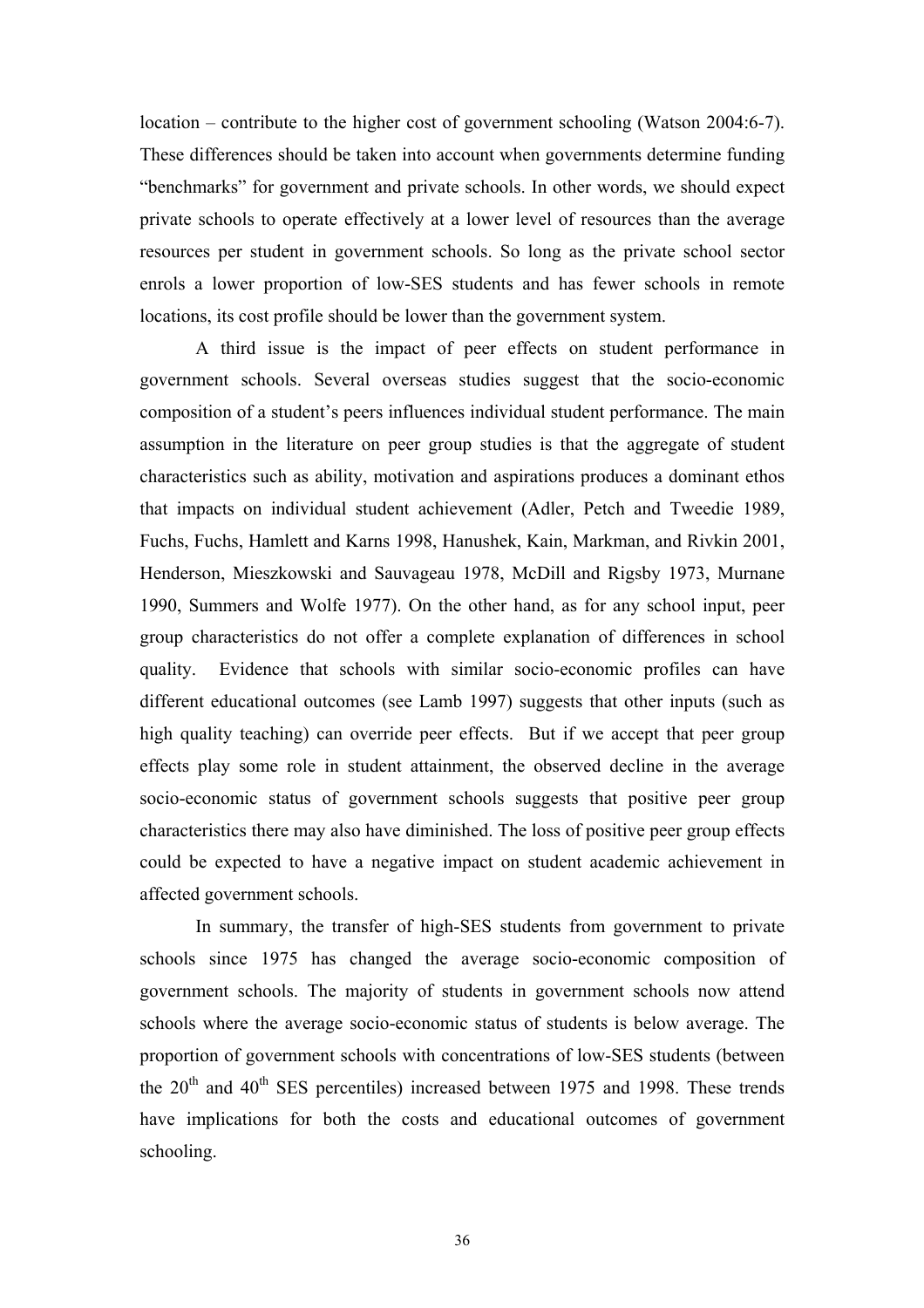location – contribute to the higher cost of government schooling (Watson 2004:6-7). These differences should be taken into account when governments determine funding "benchmarks" for government and private schools. In other words, we should expect private schools to operate effectively at a lower level of resources than the average resources per student in government schools. So long as the private school sector enrols a lower proportion of low-SES students and has fewer schools in remote locations, its cost profile should be lower than the government system.

A third issue is the impact of peer effects on student performance in government schools. Several overseas studies suggest that the socio-economic composition of a student's peers influences individual student performance. The main assumption in the literature on peer group studies is that the aggregate of student characteristics such as ability, motivation and aspirations produces a dominant ethos that impacts on individual student achievement (Adler, Petch and Tweedie 1989, Fuchs, Fuchs, Hamlett and Karns 1998, Hanushek, Kain, Markman, and Rivkin 2001, Henderson, Mieszkowski and Sauvageau 1978, McDill and Rigsby 1973, Murnane 1990, Summers and Wolfe 1977). On the other hand, as for any school input, peer group characteristics do not offer a complete explanation of differences in school quality. Evidence that schools with similar socio-economic profiles can have different educational outcomes (see Lamb 1997) suggests that other inputs (such as high quality teaching) can override peer effects. But if we accept that peer group effects play some role in student attainment, the observed decline in the average socio-economic status of government schools suggests that positive peer group characteristics there may also have diminished. The loss of positive peer group effects could be expected to have a negative impact on student academic achievement in affected government schools.

In summary, the transfer of high-SES students from government to private schools since 1975 has changed the average socio-economic composition of government schools. The majority of students in government schools now attend schools where the average socio-economic status of students is below average. The proportion of government schools with concentrations of low-SES students (between the 20th and 40th SES percentiles) increased between 1975 and 1998. These trends have implications for both the costs and educational outcomes of government schooling.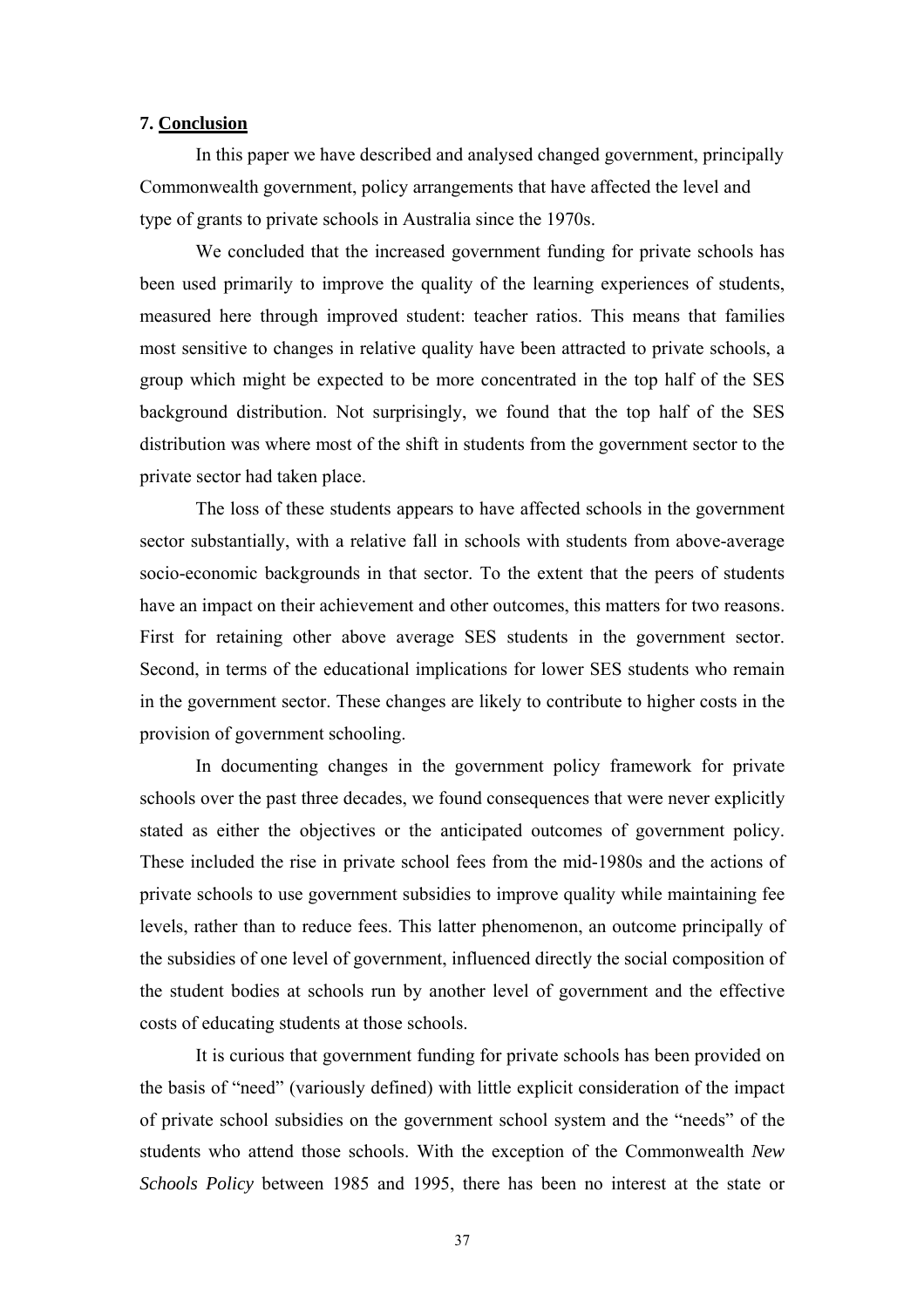## 7. Conclusion

In this paper we have described and analysed changed government, principally Commonwealth government, policy arrangements that have affected the level and type of grants to private schools in Australia since the 1970s.

We concluded that the increased government funding for private schools has been used primarily to improve the quality of the learning experiences of students, measured here through improved student: teacher ratios. This means that families most sensitive to changes in relative quality have been attracted to private schools, a group which might be expected to be more concentrated in the top half of the SES background distribution. Not surprisingly, we found that the top half of the SES distribution was where most of the shift in students from the government sector to the private sector had taken place.

The loss of these students appears to have affected schools in the government sector substantially, with a relative fall in schools with students from above-average socio-economic backgrounds in that sector. To the extent that the peers of students have an impact on their achievement and other outcomes, this matters for two reasons. First for retaining other above average SES students in the government sector. Second, in terms of the educational implications for lower SES students who remain in the government sector. These changes are likely to contribute to higher costs in the provision of government schooling.

In documenting changes in the government policy framework for private schools over the past three decades, we found consequences that were never explicitly stated as either the objectives or the anticipated outcomes of government policy. These included the rise in private school fees from the mid-1980s and the actions of private schools to use government subsidies to improve quality while maintaining fee levels, rather than to reduce fees. This latter phenomenon, an outcome principally of the subsidies of one level of government, influenced directly the social composition of the student bodies at schools run by another level of government and the effective costs of educating students at those schools.

It is curious that government funding for private schools has been provided on the basis of "need" (variously defined) with little explicit consideration of the impact of private school subsidies on the government school system and the "needs" of the students who attend those schools. With the exception of the Commonwealth *New Schools Policy* between 1985 and 1995, there has been no interest at the state or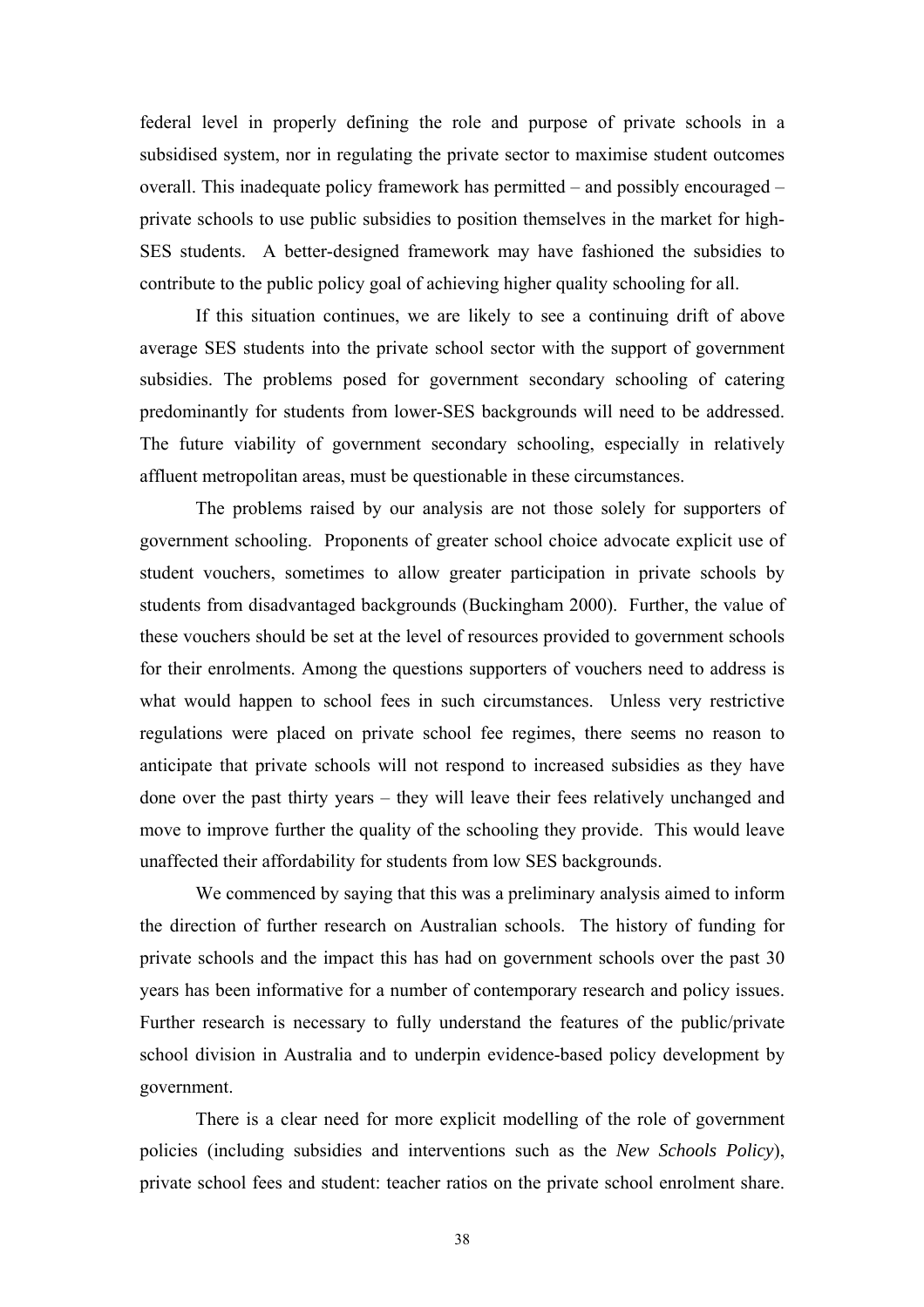federal level in properly defining the role and purpose of private schools in a subsidised system, nor in regulating the private sector to maximise student outcomes overall. This inadequate policy framework has permitted – and possibly encouraged – private schools to use public subsidies to position themselves in the market for high-SES students. A better-designed framework may have fashioned the subsidies to contribute to the public policy goal of achieving higher quality schooling for all.

If this situation continues, we are likely to see a continuing drift of above average SES students into the private school sector with the support of government subsidies. The problems posed for government secondary schooling of catering predominantly for students from lower-SES backgrounds will need to be addressed. The future viability of government secondary schooling, especially in relatively affluent metropolitan areas, must be questionable in these circumstances.

The problems raised by our analysis are not those solely for supporters of government schooling. Proponents of greater school choice advocate explicit use of student vouchers, sometimes to allow greater participation in private schools by students from disadvantaged backgrounds (Buckingham 2000). Further, the value of these vouchers should be set at the level of resources provided to government schools for their enrolments. Among the questions supporters of vouchers need to address is what would happen to school fees in such circumstances. Unless very restrictive regulations were placed on private school fee regimes, there seems no reason to anticipate that private schools will not respond to increased subsidies as they have done over the past thirty years – they will leave their fees relatively unchanged and move to improve further the quality of the schooling they provide. This would leave unaffected their affordability for students from low SES backgrounds.

We commenced by saying that this was a preliminary analysis aimed to inform the direction of further research on Australian schools. The history of funding for private schools and the impact this has had on government schools over the past 30 years has been informative for a number of contemporary research and policy issues. Further research is necessary to fully understand the features of the public/private school division in Australia and to underpin evidence-based policy development by government.

There is a clear need for more explicit modelling of the role of government policies (including subsidies and interventions such as the *New Schools Policy*), private school fees and student: teacher ratios on the private school enrolment share.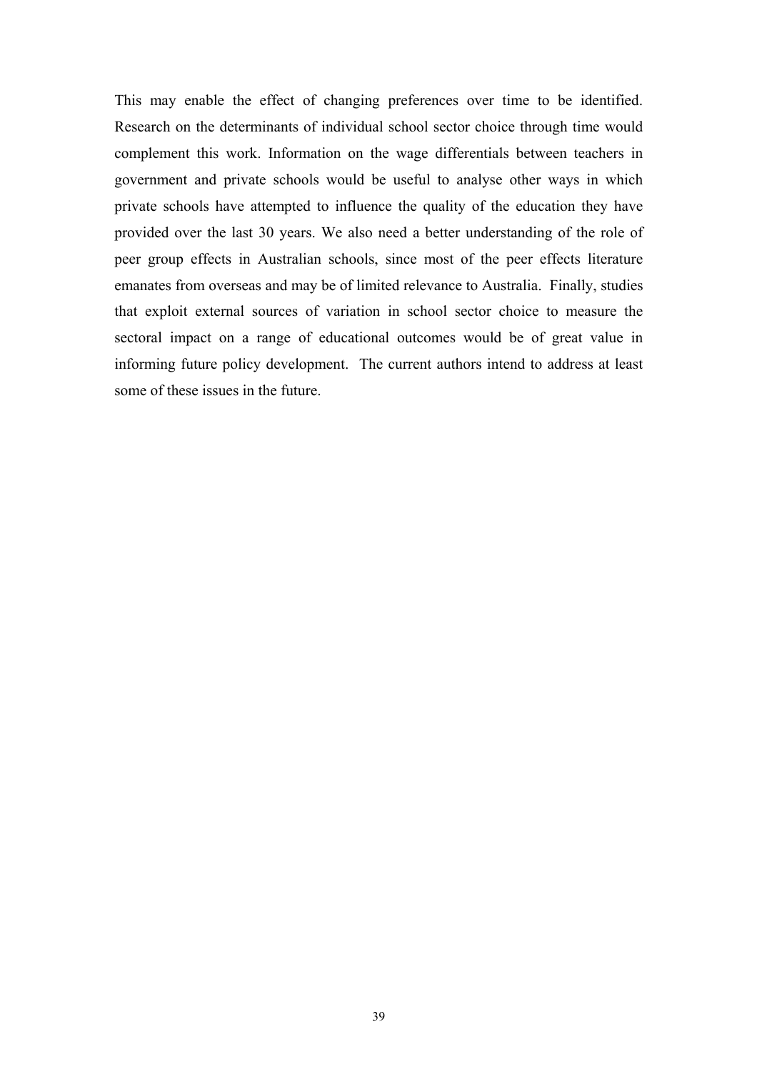This may enable the effect of changing preferences over time to be identified. Research on the determinants of individual school sector choice through time would complement this work. Information on the wage differentials between teachers in government and private schools would be useful to analyse other ways in which private schools have attempted to influence the quality of the education they have provided over the last 30 years. We also need a better understanding of the role of peer group effects in Australian schools, since most of the peer effects literature emanates from overseas and may be of limited relevance to Australia. Finally, studies that exploit external sources of variation in school sector choice to measure the sectoral impact on a range of educational outcomes would be of great value in informing future policy development. The current authors intend to address at least some of these issues in the future.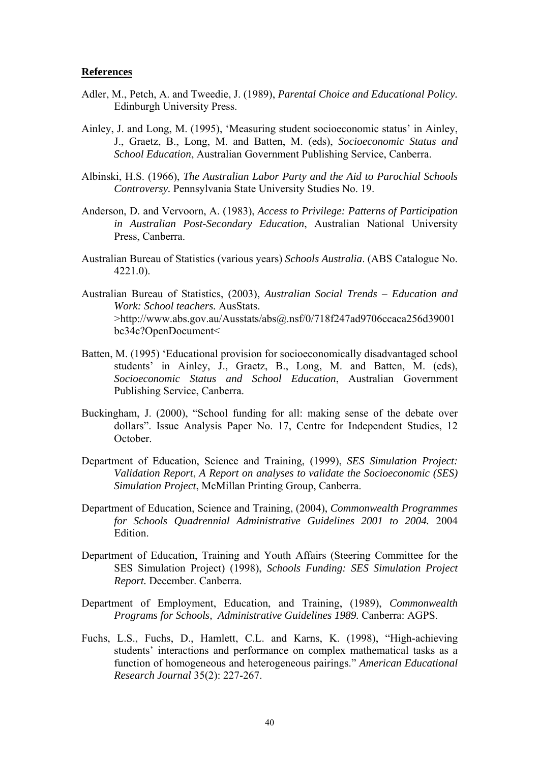**References**

Adler, M., Petch, A. and Tweedie, J. (1989), *Parental Choice and Educational Policy.* Edinburgh University Press.

Ainley, J. and Long, M. (1995), 'Measuring student socioeconomic status' in Ainley, J., Graetz, B., Long, M. and Batten, M. (eds), *Socioeconomic Status and School Education*, Australian Government Publishing Service, Canberra.

Albinski, H.S. (1966), *The Australian Labor Party and the Aid to Parochial Schools Controversy.* Pennsylvania State University Studies No. 19.

Anderson, D. and Vervoorn, A. (1983), *Access to Privilege: Patterns of Participation in Australian Post-Secondary Education*, Australian National University Press, Canberra.

Australian Bureau of Statistics (various years) *Schools Australia*. (ABS Catalogue No. 4221.0).

Australian Bureau of Statistics, (2003), *Australian Social Trends – Education and Work: School teachers.* AusStats. >http://www.abs.gov.au/Ausstats/abs@.nsf/0/718f247ad9706ccaca256d39001bc34c?OpenDocument<

Batten, M. (1995) 'Educational provision for socioeconomically disadvantaged school students' in Ainley, J., Graetz, B., Long, M. and Batten, M. (eds), *Socioeconomic Status and School Education*, Australian Government Publishing Service, Canberra.

Buckingham, J. (2000), "School funding for all: making sense of the debate over dollars". Issue Analysis Paper No. 17, Centre for Independent Studies, 12 October.

Department of Education, Science and Training, (1999), *SES Simulation Project: Validation Report*, *A Report on analyses to validate the Socioeconomic (SES) Simulation Project*, McMillan Printing Group, Canberra.

Department of Education, Science and Training, (2004), *Commonwealth Programmes for Schools Quadrennial Administrative Guidelines 2001 to 2004.* 2004 Edition.

Department of Education, Training and Youth Affairs (Steering Committee for the SES Simulation Project) (1998), *Schools Funding: SES Simulation Project Report.* December. Canberra.

Department of Employment, Education, and Training, (1989), *Commonwealth Programs for Schools, Administrative Guidelines 1989.* Canberra: AGPS.

Fuchs, L.S., Fuchs, D., Hamlett, C.L. and Karns, K. (1998), "High-achieving students' interactions and performance on complex mathematical tasks as a function of homogeneous and heterogeneous pairings." *American Educational Research Journal* 35(2): 227-267.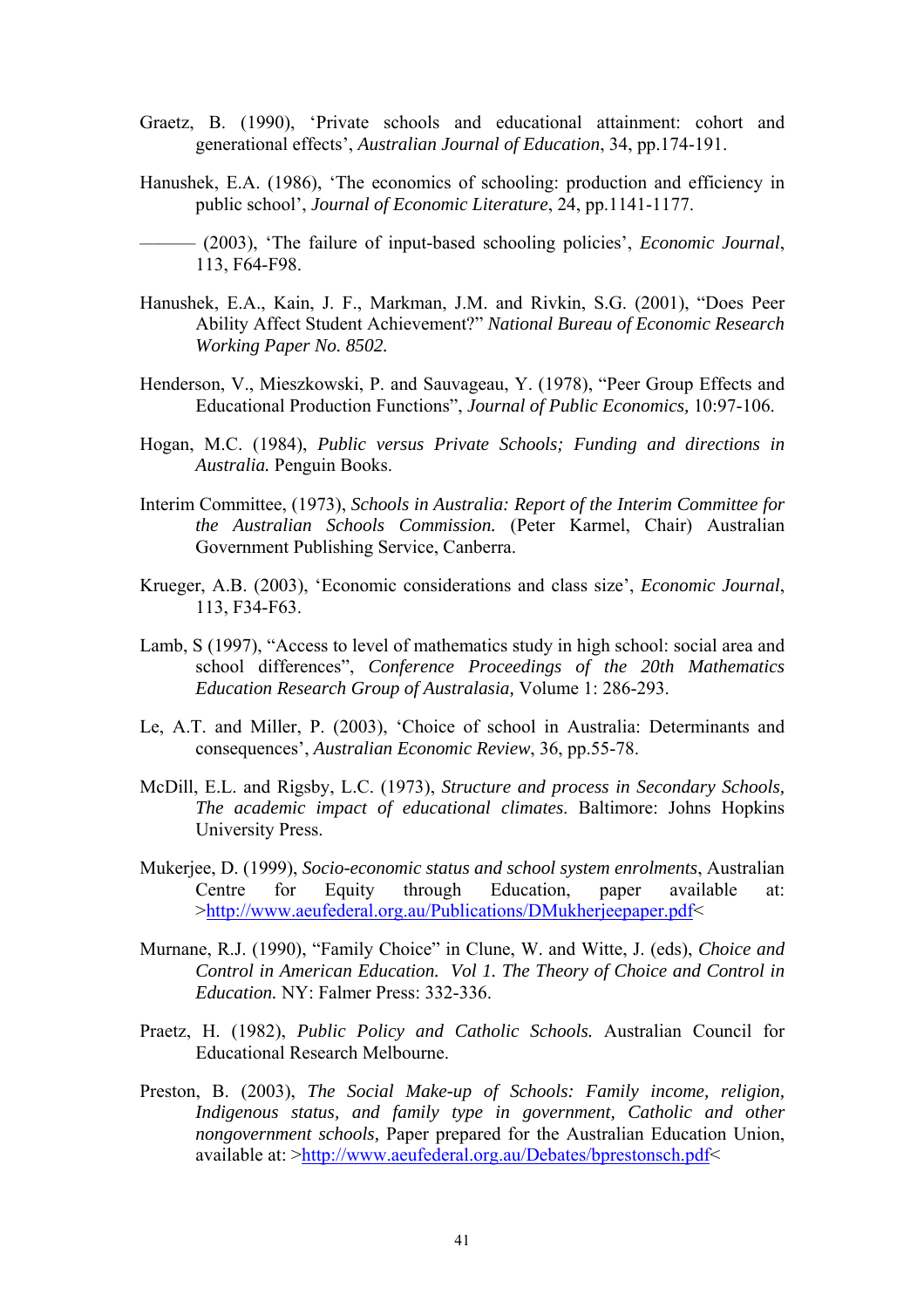Graetz, B. (1990), 'Private schools and educational attainment: cohort and generational effects', *Australian Journal of Education*, 34, pp.174-191.

Hanushek, E.A. (1986), 'The economics of schooling: production and efficiency in public school', *Journal of Economic Literature*, 24, pp.1141-1177.

——— (2003), 'The failure of input-based schooling policies', *Economic Journal*, 113, F64-F98.

Hanushek, E.A., Kain, J. F., Markman, J.M. and Rivkin, S.G. (2001), "Does Peer Ability Affect Student Achievement?" *National Bureau of Economic Research Working Paper No. 8502.*

Henderson, V., Mieszkowski, P. and Sauvageau, Y. (1978), "Peer Group Effects and Educational Production Functions", *Journal of Public Economics,* 10:97-106.

Hogan, M.C. (1984), *Public versus Private Schools; Funding and directions in Australia.* Penguin Books.

Interim Committee, (1973), *Schools in Australia: Report of the Interim Committee for the Australian Schools Commission.* (Peter Karmel, Chair) Australian Government Publishing Service, Canberra.

Krueger, A.B. (2003), 'Economic considerations and class size', *Economic Journal*, 113, F34-F63.

Lamb, S (1997), "Access to level of mathematics study in high school: social area and school differences", *Conference Proceedings of the 20th Mathematics Education Research Group of Australasia,* Volume 1: 286-293.

Le, A.T. and Miller, P. (2003), 'Choice of school in Australia: Determinants and consequences', *Australian Economic Review*, 36, pp.55-78.

McDill, E.L. and Rigsby, L.C. (1973), *Structure and process in Secondary Schools, The academic impact of educational climates.* Baltimore: Johns Hopkins University Press.

Mukerjee, D. (1999), *Socio-economic status and school system enrolments*, Australian Centre for Equity through Education, paper available at: >http://www.aeufederal.org.au/Publications/DMukherjeepaper.pdf<

Murnane, R.J. (1990), "Family Choice" in Clune, W. and Witte, J. (eds), *Choice and Control in American Education. Vol 1. The Theory of Choice and Control in Education.* NY: Falmer Press: 332-336.

Praetz, H. (1982), *Public Policy and Catholic Schools.* Australian Council for Educational Research Melbourne.

Preston, B. (2003), *The Social Make-up of Schools: Family income, religion, Indigenous status, and family type in government, Catholic and other nongovernment schools,* Paper prepared for the Australian Education Union, available at: >http://www.aeufederal.org.au/Debates/bprestonsch.pdf<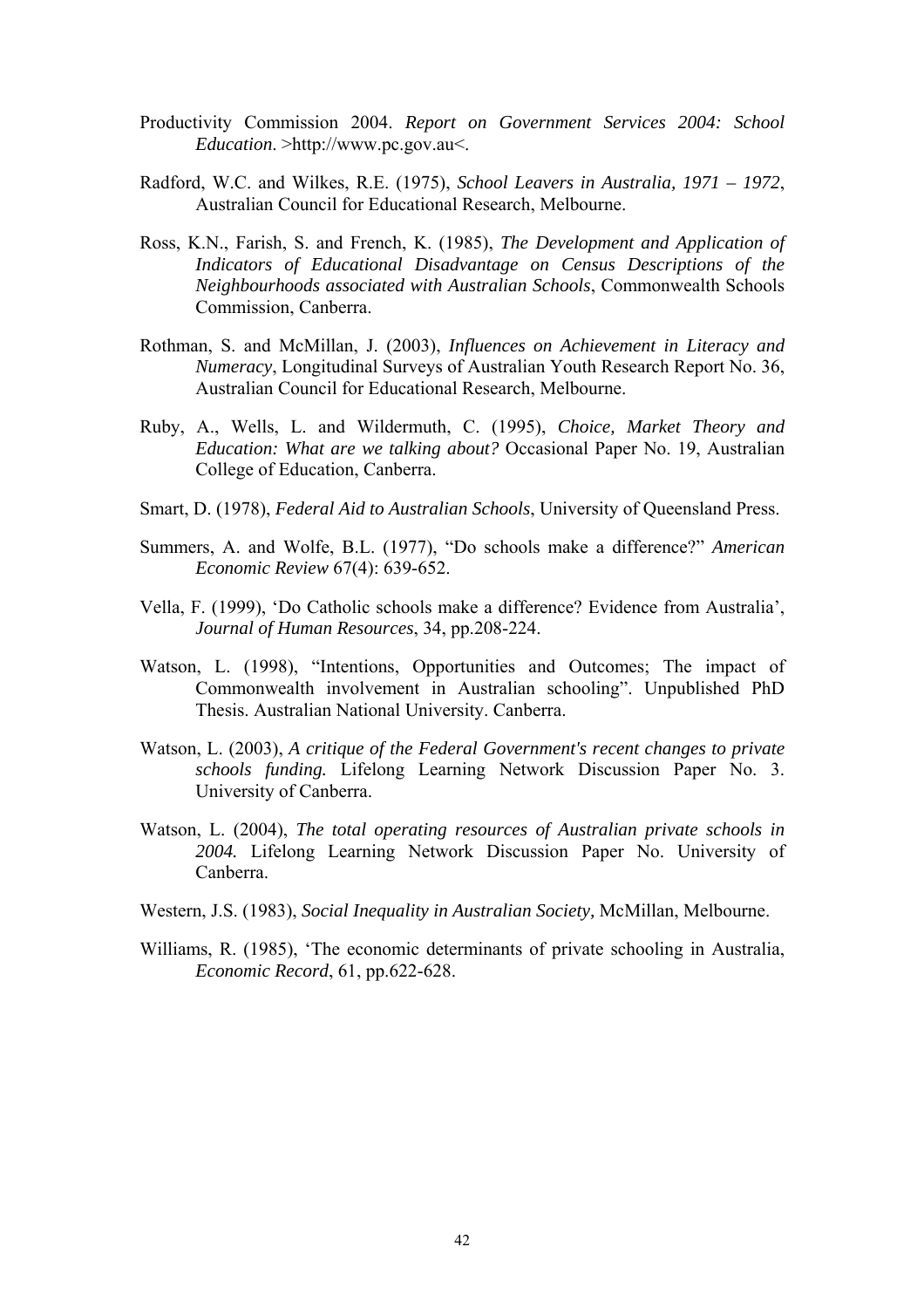Productivity Commission 2004. *Report on Government Services 2004: School Education*. >http://www.pc.gov.au<.

Radford, W.C. and Wilkes, R.E. (1975), *School Leavers in Australia, 1971 – 1972*, Australian Council for Educational Research, Melbourne.

Ross, K.N., Farish, S. and French, K. (1985), *The Development and Application of Indicators of Educational Disadvantage on Census Descriptions of the Neighbourhoods associated with Australian Schools*, Commonwealth Schools Commission, Canberra.

Rothman, S. and McMillan, J. (2003), *Influences on Achievement in Literacy and Numeracy*, Longitudinal Surveys of Australian Youth Research Report No. 36, Australian Council for Educational Research, Melbourne.

Ruby, A., Wells, L. and Wildermuth, C. (1995), *Choice, Market Theory and Education: What are we talking about?* Occasional Paper No. 19, Australian College of Education, Canberra.

Smart, D. (1978), *Federal Aid to Australian Schools*, University of Queensland Press.

Summers, A. and Wolfe, B.L. (1977), "Do schools make a difference?" *American Economic Review* 67(4): 639-652.

Vella, F. (1999), 'Do Catholic schools make a difference? Evidence from Australia', *Journal of Human Resources*, 34, pp.208-224.

Watson, L. (1998), "Intentions, Opportunities and Outcomes; The impact of Commonwealth involvement in Australian schooling". Unpublished PhD Thesis. Australian National University. Canberra.

Watson, L. (2003), *A critique of the Federal Government's recent changes to private schools funding.* Lifelong Learning Network Discussion Paper No. 3. University of Canberra.

Watson, L. (2004), *The total operating resources of Australian private schools in 2004.* Lifelong Learning Network Discussion Paper No. University of Canberra.

Western, J.S. (1983), *Social Inequality in Australian Society,* McMillan, Melbourne.

Williams, R. (1985), 'The economic determinants of private schooling in Australia, *Economic Record*, 61, pp.622-628.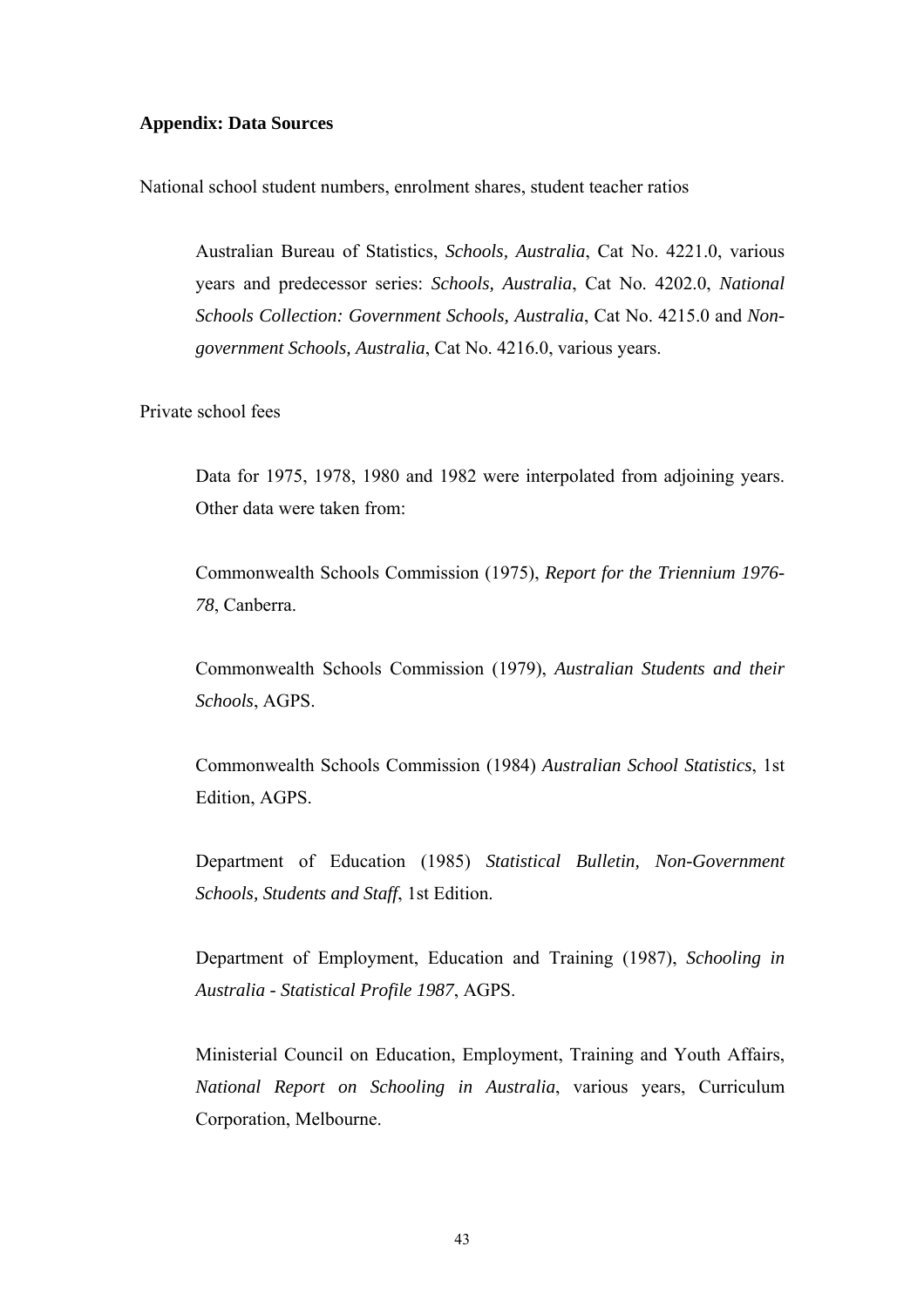**Appendix: Data Sources**

National school student numbers, enrolment shares, student teacher ratios

> Australian Bureau of Statistics, *Schools, Australia*, Cat No. 4221.0, various years and predecessor series: *Schools, Australia*, Cat No. 4202.0, *National Schools Collection: Government Schools, Australia*, Cat No. 4215.0 and *Non-government Schools, Australia*, Cat No. 4216.0, various years.

Private school fees

> Data for 1975, 1978, 1980 and 1982 were interpolated from adjoining years. Other data were taken from:
>
> Commonwealth Schools Commission (1975), *Report for the Triennium 1976-78*, Canberra.
>
> Commonwealth Schools Commission (1979), *Australian Students and their Schools*, AGPS.
>
> Commonwealth Schools Commission (1984) *Australian School Statistics*, 1st Edition, AGPS.
>
> Department of Education (1985) *Statistical Bulletin, Non-Government Schools, Students and Staff*, 1st Edition.
>
> Department of Employment, Education and Training (1987), *Schooling in Australia - Statistical Profile 1987*, AGPS.
>
> Ministerial Council on Education, Employment, Training and Youth Affairs, *National Report on Schooling in Australia*, various years, Curriculum Corporation, Melbourne.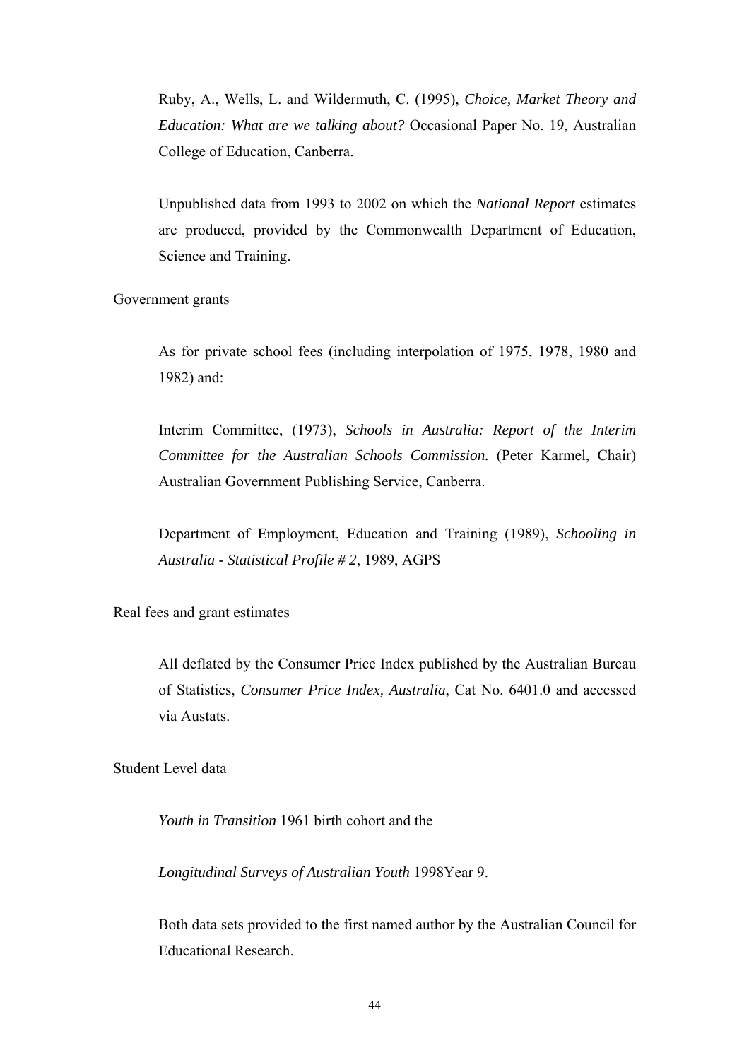Ruby, A., Wells, L. and Wildermuth, C. (1995), *Choice, Market Theory and Education: What are we talking about?* Occasional Paper No. 19, Australian College of Education, Canberra.

Unpublished data from 1993 to 2002 on which the *National Report* estimates are produced, provided by the Commonwealth Department of Education, Science and Training.

Government grants

As for private school fees (including interpolation of 1975, 1978, 1980 and 1982) and:

Interim Committee, (1973), *Schools in Australia: Report of the Interim Committee for the Australian Schools Commission.* (Peter Karmel, Chair) Australian Government Publishing Service, Canberra.

Department of Employment, Education and Training (1989), *Schooling in Australia - Statistical Profile # 2*, 1989, AGPS

Real fees and grant estimates

All deflated by the Consumer Price Index published by the Australian Bureau of Statistics, *Consumer Price Index, Australia*, Cat No. 6401.0 and accessed via Austats.

Student Level data

*Youth in Transition* 1961 birth cohort and the

*Longitudinal Surveys of Australian Youth* 1998Year 9.

Both data sets provided to the first named author by the Australian Council for Educational Research.